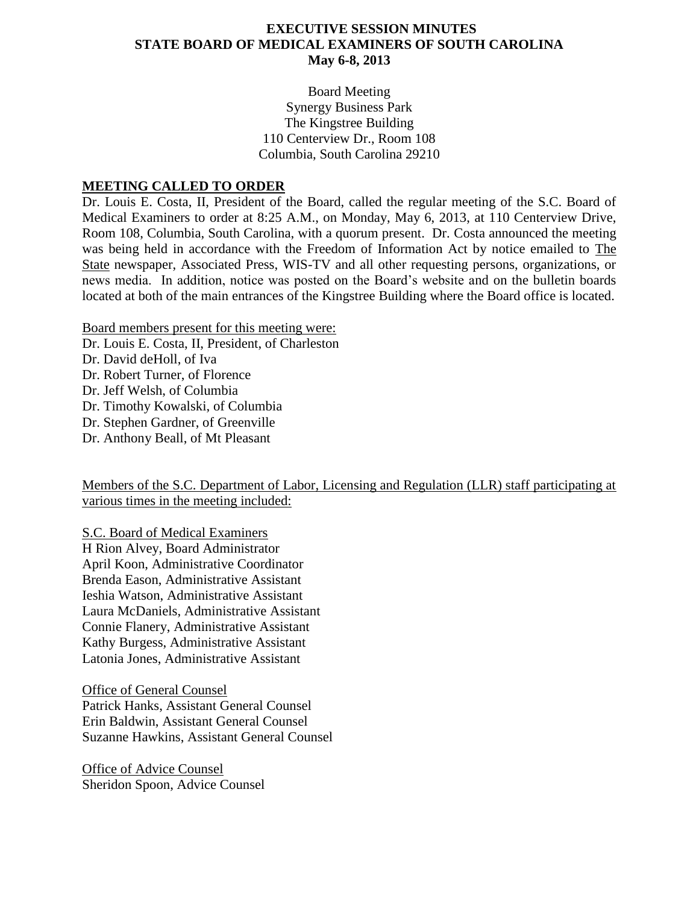# EXECUTIVE SESSION MINUTES
# STATE BOARD OF MEDICAL EXAMINERS OF SOUTH CAROLINA
# May 6-8, 2013

Board Meeting
Synergy Business Park
The Kingstree Building
110 Centerview Dr., Room 108
Columbia, South Carolina 29210

## MEETING CALLED TO ORDER

Dr. Louis E. Costa, II, President of the Board, called the regular meeting of the S.C. Board of Medical Examiners to order at 8:25 A.M., on Monday, May 6, 2013, at 110 Centerview Drive, Room 108, Columbia, South Carolina, with a quorum present. Dr. Costa announced the meeting was being held in accordance with the Freedom of Information Act by notice emailed to The State newspaper, Associated Press, WIS-TV and all other requesting persons, organizations, or news media. In addition, notice was posted on the Board's website and on the bulletin boards located at both of the main entrances of the Kingstree Building where the Board office is located.

Board members present for this meeting were:
Dr. Louis E. Costa, II, President, of Charleston
Dr. David deHoll, of Iva
Dr. Robert Turner, of Florence
Dr. Jeff Welsh, of Columbia
Dr. Timothy Kowalski, of Columbia
Dr. Stephen Gardner, of Greenville
Dr. Anthony Beall, of Mt Pleasant

Members of the S.C. Department of Labor, Licensing and Regulation (LLR) staff participating at various times in the meeting included:

S.C. Board of Medical Examiners
H Rion Alvey, Board Administrator
April Koon, Administrative Coordinator
Brenda Eason, Administrative Assistant
Ieshia Watson, Administrative Assistant
Laura McDaniels, Administrative Assistant
Connie Flanery, Administrative Assistant
Kathy Burgess, Administrative Assistant
Latonia Jones, Administrative Assistant

Office of General Counsel
Patrick Hanks, Assistant General Counsel
Erin Baldwin, Assistant General Counsel
Suzanne Hawkins, Assistant General Counsel

Office of Advice Counsel
Sheridon Spoon, Advice Counsel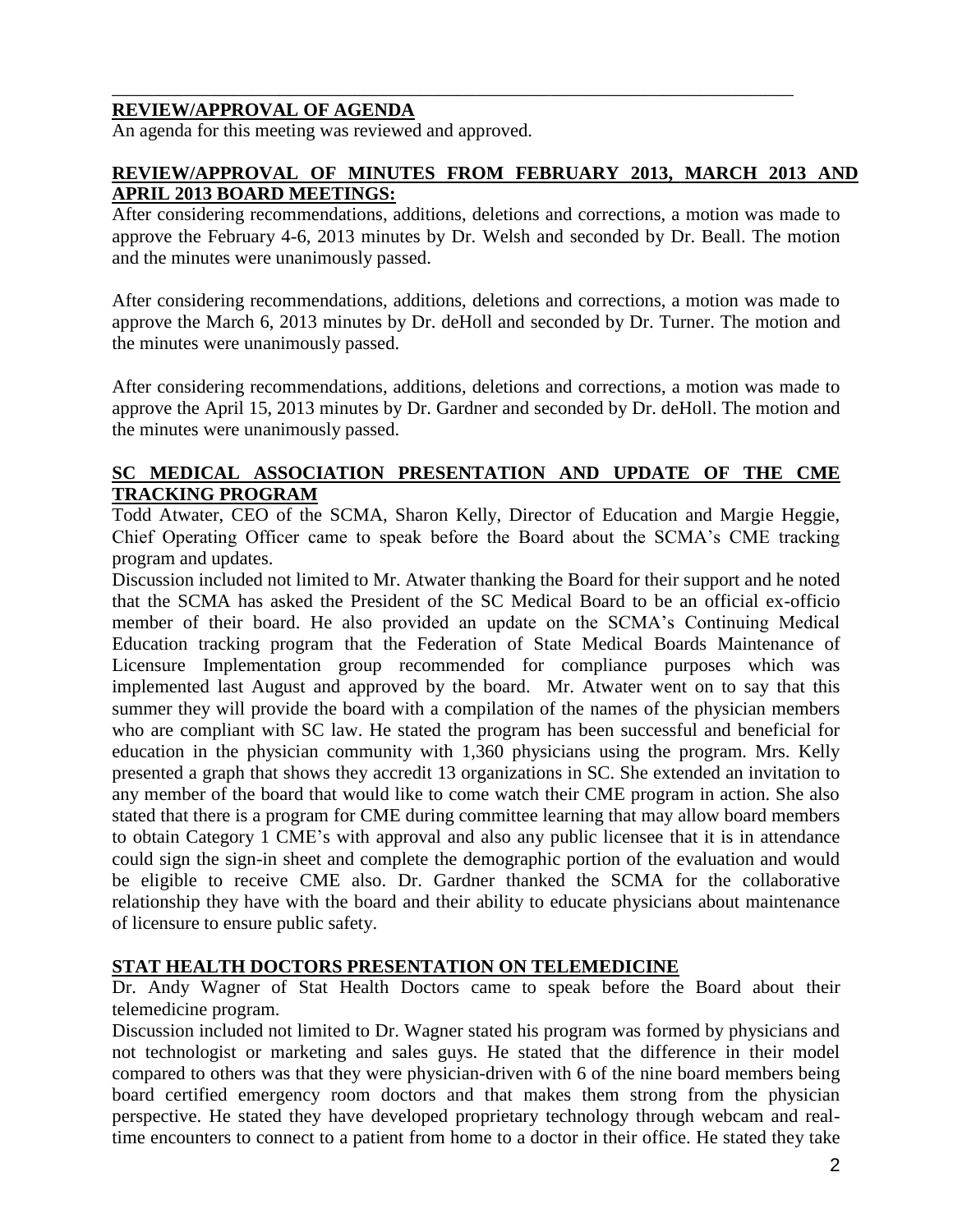## REVIEW/APPROVAL OF AGENDA

An agenda for this meeting was reviewed and approved.

## REVIEW/APPROVAL OF MINUTES FROM FEBRUARY 2013, MARCH 2013 AND APRIL 2013 BOARD MEETINGS:

After considering recommendations, additions, deletions and corrections, a motion was made to approve the February 4-6, 2013 minutes by Dr. Welsh and seconded by Dr. Beall. The motion and the minutes were unanimously passed.

After considering recommendations, additions, deletions and corrections, a motion was made to approve the March 6, 2013 minutes by Dr. deHoll and seconded by Dr. Turner. The motion and the minutes were unanimously passed.

After considering recommendations, additions, deletions and corrections, a motion was made to approve the April 15, 2013 minutes by Dr. Gardner and seconded by Dr. deHoll. The motion and the minutes were unanimously passed.

## SC MEDICAL ASSOCIATION PRESENTATION AND UPDATE OF THE CME TRACKING PROGRAM

Todd Atwater, CEO of the SCMA, Sharon Kelly, Director of Education and Margie Heggie, Chief Operating Officer came to speak before the Board about the SCMA's CME tracking program and updates.

Discussion included not limited to Mr. Atwater thanking the Board for their support and he noted that the SCMA has asked the President of the SC Medical Board to be an official ex-officio member of their board. He also provided an update on the SCMA's Continuing Medical Education tracking program that the Federation of State Medical Boards Maintenance of Licensure Implementation group recommended for compliance purposes which was implemented last August and approved by the board. Mr. Atwater went on to say that this summer they will provide the board with a compilation of the names of the physician members who are compliant with SC law. He stated the program has been successful and beneficial for education in the physician community with 1,360 physicians using the program. Mrs. Kelly presented a graph that shows they accredit 13 organizations in SC. She extended an invitation to any member of the board that would like to come watch their CME program in action. She also stated that there is a program for CME during committee learning that may allow board members to obtain Category 1 CME's with approval and also any public licensee that it is in attendance could sign the sign-in sheet and complete the demographic portion of the evaluation and would be eligible to receive CME also. Dr. Gardner thanked the SCMA for the collaborative relationship they have with the board and their ability to educate physicians about maintenance of licensure to ensure public safety.

## STAT HEALTH DOCTORS PRESENTATION ON TELEMEDICINE

Dr. Andy Wagner of Stat Health Doctors came to speak before the Board about their telemedicine program.

Discussion included not limited to Dr. Wagner stated his program was formed by physicians and not technologist or marketing and sales guys. He stated that the difference in their model compared to others was that they were physician-driven with 6 of the nine board members being board certified emergency room doctors and that makes them strong from the physician perspective. He stated they have developed proprietary technology through webcam and real-time encounters to connect to a patient from home to a doctor in their office. He stated they take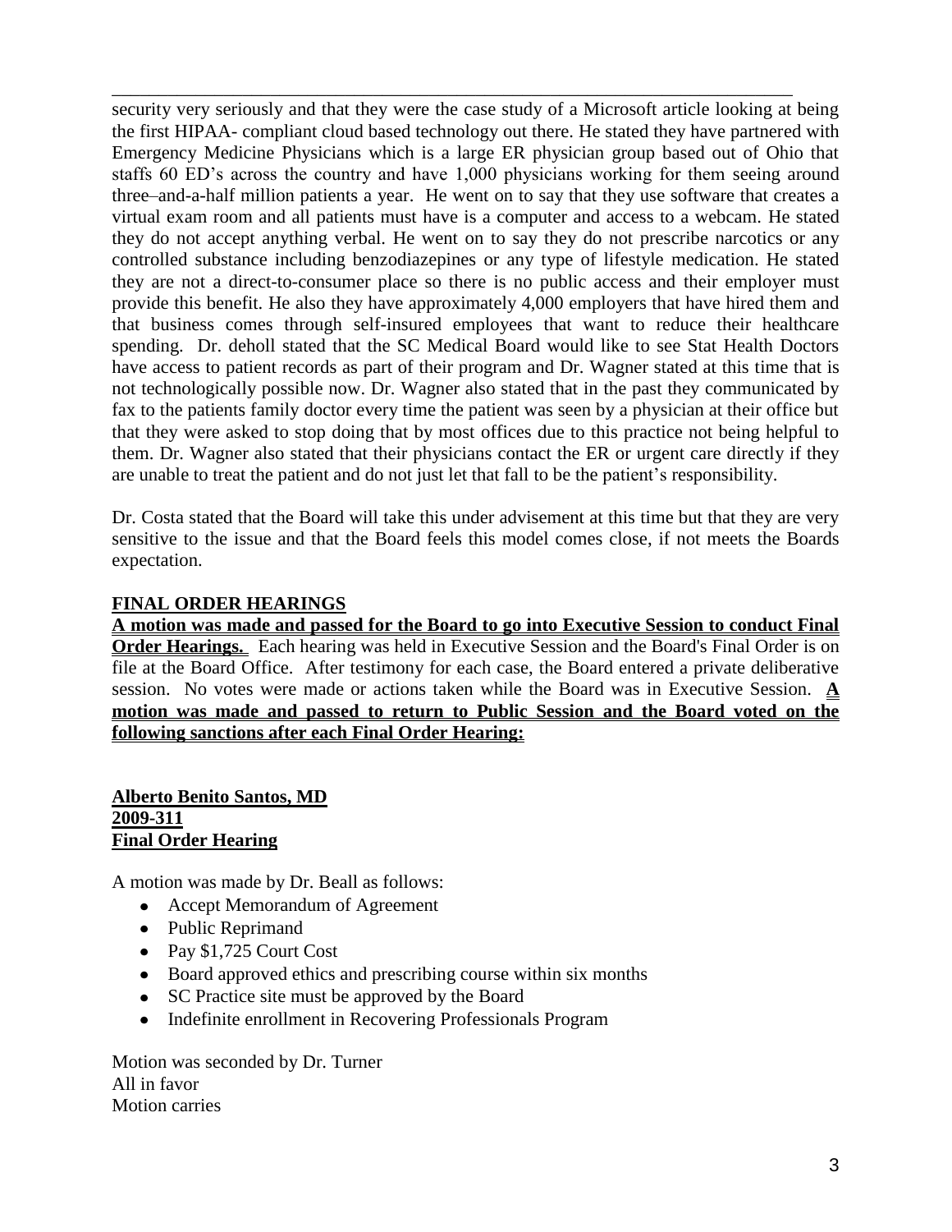security very seriously and that they were the case study of a Microsoft article looking at being the first HIPAA- compliant cloud based technology out there. He stated they have partnered with Emergency Medicine Physicians which is a large ER physician group based out of Ohio that staffs 60 ED's across the country and have 1,000 physicians working for them seeing around three–and-a-half million patients a year. He went on to say that they use software that creates a virtual exam room and all patients must have is a computer and access to a webcam. He stated they do not accept anything verbal. He went on to say they do not prescribe narcotics or any controlled substance including benzodiazepines or any type of lifestyle medication. He stated they are not a direct-to-consumer place so there is no public access and their employer must provide this benefit. He also they have approximately 4,000 employers that have hired them and that business comes through self-insured employees that want to reduce their healthcare spending. Dr. deholl stated that the SC Medical Board would like to see Stat Health Doctors have access to patient records as part of their program and Dr. Wagner stated at this time that is not technologically possible now. Dr. Wagner also stated that in the past they communicated by fax to the patients family doctor every time the patient was seen by a physician at their office but that they were asked to stop doing that by most offices due to this practice not being helpful to them. Dr. Wagner also stated that their physicians contact the ER or urgent care directly if they are unable to treat the patient and do not just let that fall to be the patient's responsibility.

Dr. Costa stated that the Board will take this under advisement at this time but that they are very sensitive to the issue and that the Board feels this model comes close, if not meets the Boards expectation.

## FINAL ORDER HEARINGS

**A motion was made and passed for the Board to go into Executive Session to conduct Final Order Hearings.** Each hearing was held in Executive Session and the Board's Final Order is on file at the Board Office. After testimony for each case, the Board entered a private deliberative session. No votes were made or actions taken while the Board was in Executive Session. **A motion was made and passed to return to Public Session and the Board voted on the following sanctions after each Final Order Hearing:**

**Alberto Benito Santos, MD**
**2009-311**
**Final Order Hearing**

A motion was made by Dr. Beall as follows:

- Accept Memorandum of Agreement
- Public Reprimand
- Pay $1,725 Court Cost
- Board approved ethics and prescribing course within six months
- SC Practice site must be approved by the Board
- Indefinite enrollment in Recovering Professionals Program

Motion was seconded by Dr. Turner
All in favor
Motion carries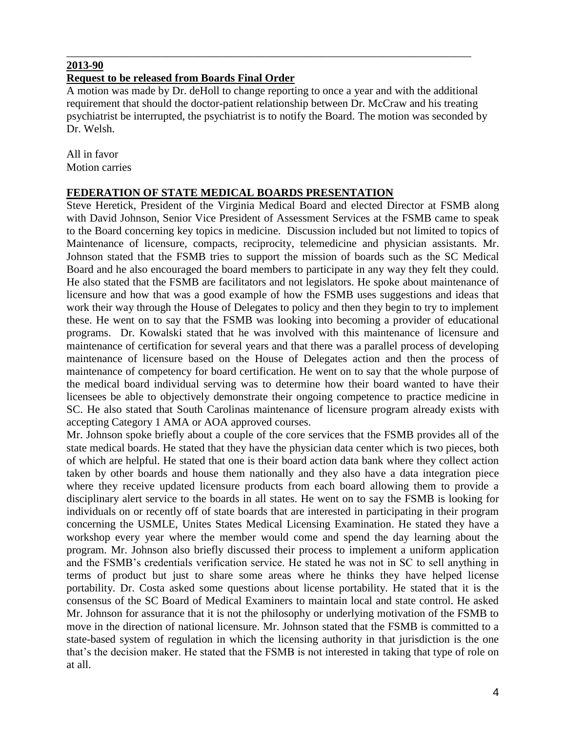---

**2013-90**

**Request to be released from Boards Final Order**

A motion was made by Dr. deHoll to change reporting to once a year and with the additional requirement that should the doctor-patient relationship between Dr. McCraw and his treating psychiatrist be interrupted, the psychiatrist is to notify the Board. The motion was seconded by Dr. Welsh.

All in favor
Motion carries

**FEDERATION OF STATE MEDICAL BOARDS PRESENTATION**

Steve Heretick, President of the Virginia Medical Board and elected Director at FSMB along with David Johnson, Senior Vice President of Assessment Services at the FSMB came to speak to the Board concerning key topics in medicine. Discussion included but not limited to topics of Maintenance of licensure, compacts, reciprocity, telemedicine and physician assistants. Mr. Johnson stated that the FSMB tries to support the mission of boards such as the SC Medical Board and he also encouraged the board members to participate in any way they felt they could. He also stated that the FSMB are facilitators and not legislators. He spoke about maintenance of licensure and how that was a good example of how the FSMB uses suggestions and ideas that work their way through the House of Delegates to policy and then they begin to try to implement these. He went on to say that the FSMB was looking into becoming a provider of educational programs. Dr. Kowalski stated that he was involved with this maintenance of licensure and maintenance of certification for several years and that there was a parallel process of developing maintenance of licensure based on the House of Delegates action and then the process of maintenance of competency for board certification. He went on to say that the whole purpose of the medical board individual serving was to determine how their board wanted to have their licensees be able to objectively demonstrate their ongoing competence to practice medicine in SC. He also stated that South Carolinas maintenance of licensure program already exists with accepting Category 1 AMA or AOA approved courses.

Mr. Johnson spoke briefly about a couple of the core services that the FSMB provides all of the state medical boards. He stated that they have the physician data center which is two pieces, both of which are helpful. He stated that one is their board action data bank where they collect action taken by other boards and house them nationally and they also have a data integration piece where they receive updated licensure products from each board allowing them to provide a disciplinary alert service to the boards in all states. He went on to say the FSMB is looking for individuals on or recently off of state boards that are interested in participating in their program concerning the USMLE, Unites States Medical Licensing Examination. He stated they have a workshop every year where the member would come and spend the day learning about the program. Mr. Johnson also briefly discussed their process to implement a uniform application and the FSMB's credentials verification service. He stated he was not in SC to sell anything in terms of product but just to share some areas where he thinks they have helped license portability. Dr. Costa asked some questions about license portability. He stated that it is the consensus of the SC Board of Medical Examiners to maintain local and state control. He asked Mr. Johnson for assurance that it is not the philosophy or underlying motivation of the FSMB to move in the direction of national licensure. Mr. Johnson stated that the FSMB is committed to a state-based system of regulation in which the licensing authority in that jurisdiction is the one that's the decision maker. He stated that the FSMB is not interested in taking that type of role on at all.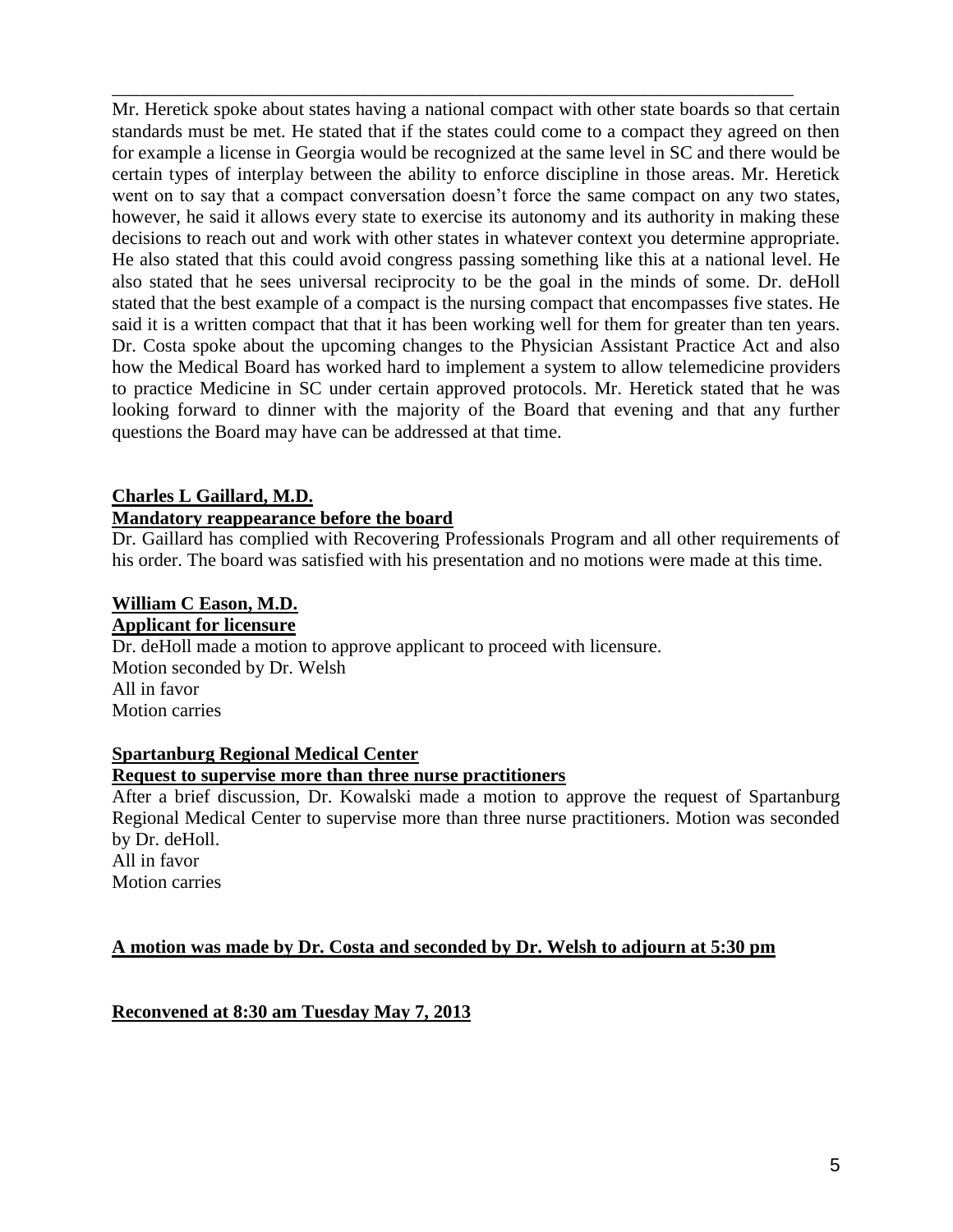Mr. Heretick spoke about states having a national compact with other state boards so that certain standards must be met. He stated that if the states could come to a compact they agreed on then for example a license in Georgia would be recognized at the same level in SC and there would be certain types of interplay between the ability to enforce discipline in those areas. Mr. Heretick went on to say that a compact conversation doesn't force the same compact on any two states, however, he said it allows every state to exercise its autonomy and its authority in making these decisions to reach out and work with other states in whatever context you determine appropriate. He also stated that this could avoid congress passing something like this at a national level. He also stated that he sees universal reciprocity to be the goal in the minds of some. Dr. deHoll stated that the best example of a compact is the nursing compact that encompasses five states. He said it is a written compact that that it has been working well for them for greater than ten years. Dr. Costa spoke about the upcoming changes to the Physician Assistant Practice Act and also how the Medical Board has worked hard to implement a system to allow telemedicine providers to practice Medicine in SC under certain approved protocols. Mr. Heretick stated that he was looking forward to dinner with the majority of the Board that evening and that any further questions the Board may have can be addressed at that time.

**Charles L Gaillard, M.D.**
**Mandatory reappearance before the board**

Dr. Gaillard has complied with Recovering Professionals Program and all other requirements of his order. The board was satisfied with his presentation and no motions were made at this time.

**William C Eason, M.D.**
**Applicant for licensure**

Dr. deHoll made a motion to approve applicant to proceed with licensure.
Motion seconded by Dr. Welsh
All in favor
Motion carries

**Spartanburg Regional Medical Center**
**Request to supervise more than three nurse practitioners**

After a brief discussion, Dr. Kowalski made a motion to approve the request of Spartanburg Regional Medical Center to supervise more than three nurse practitioners. Motion was seconded by Dr. deHoll.
All in favor
Motion carries

**A motion was made by Dr. Costa and seconded by Dr. Welsh to adjourn at 5:30 pm**

**Reconvened at 8:30 am Tuesday May 7, 2013**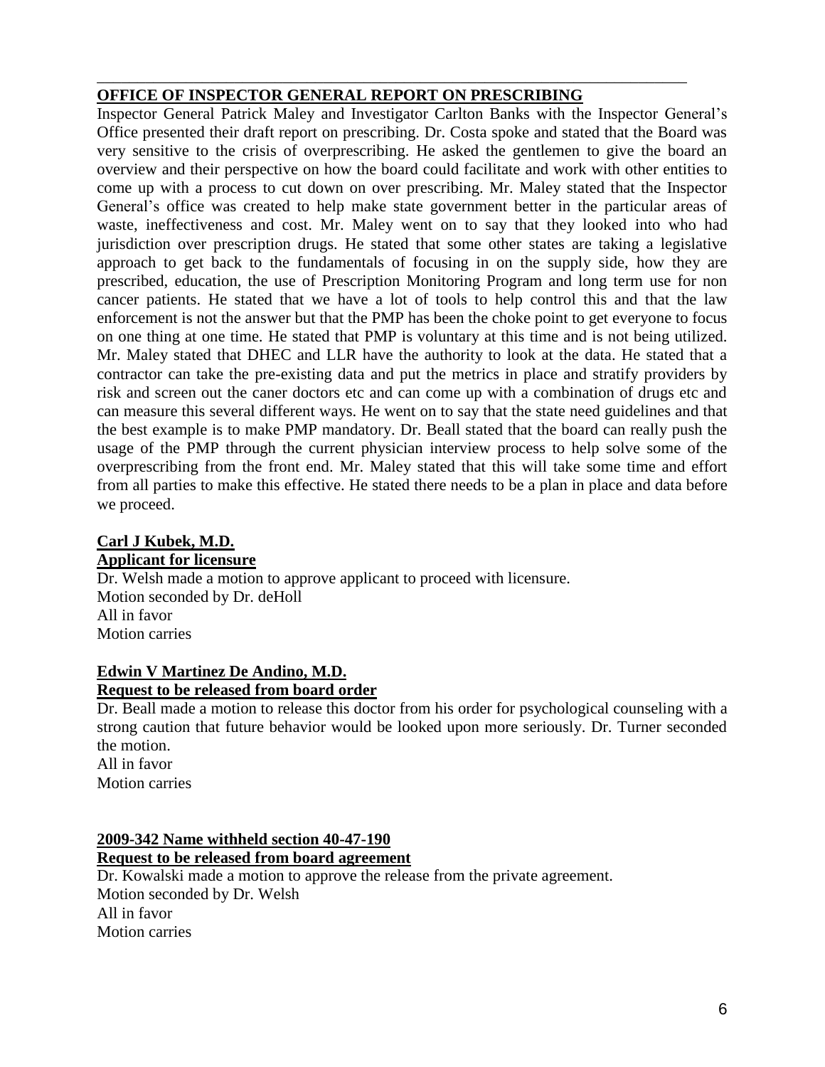**OFFICE OF INSPECTOR GENERAL REPORT ON PRESCRIBING**

Inspector General Patrick Maley and Investigator Carlton Banks with the Inspector General's Office presented their draft report on prescribing. Dr. Costa spoke and stated that the Board was very sensitive to the crisis of overprescribing. He asked the gentlemen to give the board an overview and their perspective on how the board could facilitate and work with other entities to come up with a process to cut down on over prescribing. Mr. Maley stated that the Inspector General's office was created to help make state government better in the particular areas of waste, ineffectiveness and cost. Mr. Maley went on to say that they looked into who had jurisdiction over prescription drugs. He stated that some other states are taking a legislative approach to get back to the fundamentals of focusing in on the supply side, how they are prescribed, education, the use of Prescription Monitoring Program and long term use for non cancer patients. He stated that we have a lot of tools to help control this and that the law enforcement is not the answer but that the PMP has been the choke point to get everyone to focus on one thing at one time. He stated that PMP is voluntary at this time and is not being utilized. Mr. Maley stated that DHEC and LLR have the authority to look at the data. He stated that a contractor can take the pre-existing data and put the metrics in place and stratify providers by risk and screen out the caner doctors etc and can come up with a combination of drugs etc and can measure this several different ways. He went on to say that the state need guidelines and that the best example is to make PMP mandatory. Dr. Beall stated that the board can really push the usage of the PMP through the current physician interview process to help solve some of the overprescribing from the front end. Mr. Maley stated that this will take some time and effort from all parties to make this effective. He stated there needs to be a plan in place and data before we proceed.

**Carl J Kubek, M.D.**
**Applicant for licensure**

Dr. Welsh made a motion to approve applicant to proceed with licensure.
Motion seconded by Dr. deHoll
All in favor
Motion carries

**Edwin V Martinez De Andino, M.D.**
**Request to be released from board order**

Dr. Beall made a motion to release this doctor from his order for psychological counseling with a strong caution that future behavior would be looked upon more seriously. Dr. Turner seconded the motion.
All in favor
Motion carries

**2009-342 Name withheld section 40-47-190**
**Request to be released from board agreement**

Dr. Kowalski made a motion to approve the release from the private agreement.
Motion seconded by Dr. Welsh
All in favor
Motion carries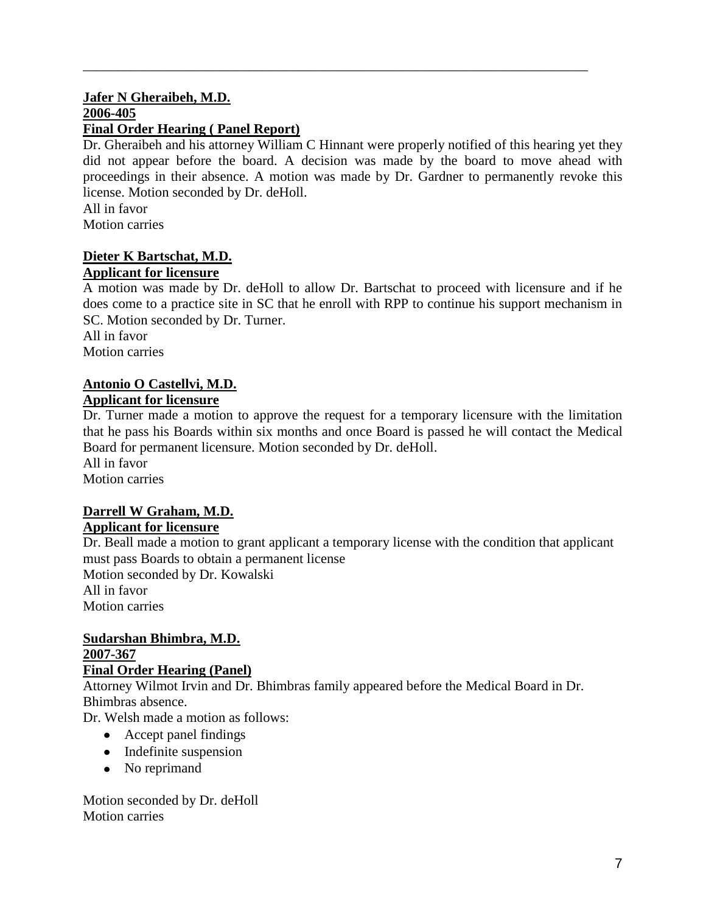---

**Jafer N Gheraibeh, M.D.**
**2006-405**
**Final Order Hearing ( Panel Report)**

Dr. Gheraibeh and his attorney William C Hinnant were properly notified of this hearing yet they did not appear before the board. A decision was made by the board to move ahead with proceedings in their absence. A motion was made by Dr. Gardner to permanently revoke this license. Motion seconded by Dr. deHoll.
All in favor
Motion carries

**Dieter K Bartschat, M.D.**
**Applicant for licensure**

A motion was made by Dr. deHoll to allow Dr. Bartschat to proceed with licensure and if he does come to a practice site in SC that he enroll with RPP to continue his support mechanism in SC. Motion seconded by Dr. Turner.
All in favor
Motion carries

**Antonio O Castellvi, M.D.**
**Applicant for licensure**

Dr. Turner made a motion to approve the request for a temporary licensure with the limitation that he pass his Boards within six months and once Board is passed he will contact the Medical Board for permanent licensure. Motion seconded by Dr. deHoll.
All in favor
Motion carries

**Darrell W Graham, M.D.**
**Applicant for licensure**

Dr. Beall made a motion to grant applicant a temporary license with the condition that applicant must pass Boards to obtain a permanent license
Motion seconded by Dr. Kowalski
All in favor
Motion carries

**Sudarshan Bhimbra, M.D.**
**2007-367**
**Final Order Hearing (Panel)**

Attorney Wilmot Irvin and Dr. Bhimbras family appeared before the Medical Board in Dr. Bhimbras absence.
Dr. Welsh made a motion as follows:

- Accept panel findings
- Indefinite suspension
- No reprimand

Motion seconded by Dr. deHoll
Motion carries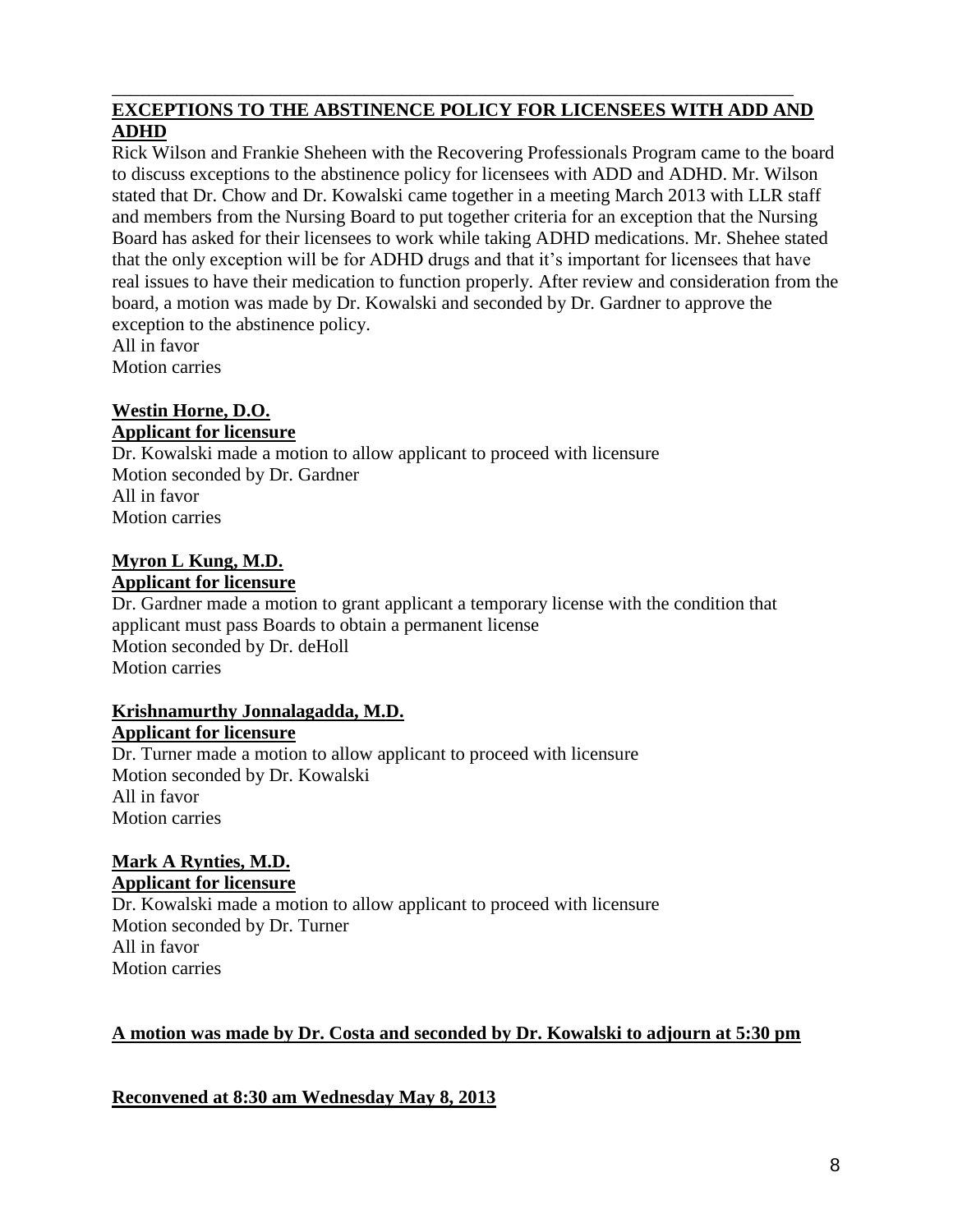**EXCEPTIONS TO THE ABSTINENCE POLICY FOR LICENSEES WITH ADD AND ADHD**

Rick Wilson and Frankie Sheheen with the Recovering Professionals Program came to the board to discuss exceptions to the abstinence policy for licensees with ADD and ADHD. Mr. Wilson stated that Dr. Chow and Dr. Kowalski came together in a meeting March 2013 with LLR staff and members from the Nursing Board to put together criteria for an exception that the Nursing Board has asked for their licensees to work while taking ADHD medications. Mr. Shehee stated that the only exception will be for ADHD drugs and that it's important for licensees that have real issues to have their medication to function properly. After review and consideration from the board, a motion was made by Dr. Kowalski and seconded by Dr. Gardner to approve the exception to the abstinence policy.
All in favor
Motion carries

**Westin Horne, D.O.**
**Applicant for licensure**

Dr. Kowalski made a motion to allow applicant to proceed with licensure
Motion seconded by Dr. Gardner
All in favor
Motion carries

**Myron L Kung, M.D.**
**Applicant for licensure**

Dr. Gardner made a motion to grant applicant a temporary license with the condition that applicant must pass Boards to obtain a permanent license
Motion seconded by Dr. deHoll
Motion carries

**Krishnamurthy Jonnalagadda, M.D.**
**Applicant for licensure**

Dr. Turner made a motion to allow applicant to proceed with licensure
Motion seconded by Dr. Kowalski
All in favor
Motion carries

**Mark A Rynties, M.D.**
**Applicant for licensure**

Dr. Kowalski made a motion to allow applicant to proceed with licensure
Motion seconded by Dr. Turner
All in favor
Motion carries

**A motion was made by Dr. Costa and seconded by Dr. Kowalski to adjourn at 5:30 pm**

**Reconvened at 8:30 am Wednesday May 8, 2013**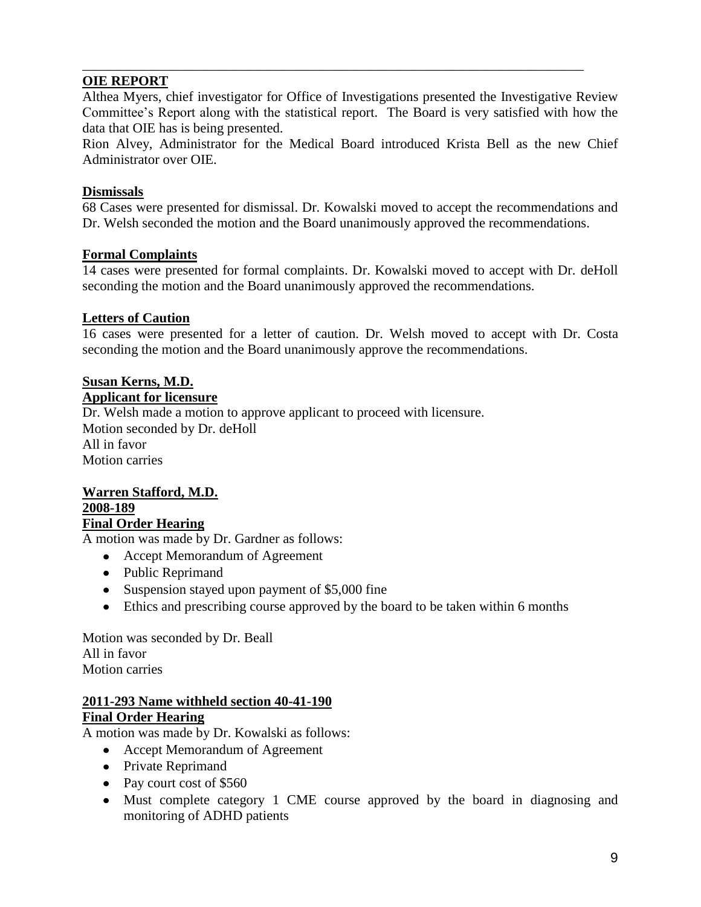---

**OIE REPORT**

Althea Myers, chief investigator for Office of Investigations presented the Investigative Review Committee's Report along with the statistical report. The Board is very satisfied with how the data that OIE has is being presented.

Rion Alvey, Administrator for the Medical Board introduced Krista Bell as the new Chief Administrator over OIE.

**Dismissals**

68 Cases were presented for dismissal. Dr. Kowalski moved to accept the recommendations and Dr. Welsh seconded the motion and the Board unanimously approved the recommendations.

**Formal Complaints**

14 cases were presented for formal complaints. Dr. Kowalski moved to accept with Dr. deHoll seconding the motion and the Board unanimously approved the recommendations.

**Letters of Caution**

16 cases were presented for a letter of caution. Dr. Welsh moved to accept with Dr. Costa seconding the motion and the Board unanimously approve the recommendations.

**Susan Kerns, M.D.**
**Applicant for licensure**

Dr. Welsh made a motion to approve applicant to proceed with licensure.
Motion seconded by Dr. deHoll
All in favor
Motion carries

**Warren Stafford, M.D.**
**2008-189**
**Final Order Hearing**

A motion was made by Dr. Gardner as follows:

- Accept Memorandum of Agreement
- Public Reprimand
- Suspension stayed upon payment of $5,000 fine
- Ethics and prescribing course approved by the board to be taken within 6 months

Motion was seconded by Dr. Beall
All in favor
Motion carries

**2011-293 Name withheld section 40-41-190**
**Final Order Hearing**

A motion was made by Dr. Kowalski as follows:

- Accept Memorandum of Agreement
- Private Reprimand
- Pay court cost of $560
- Must complete category 1 CME course approved by the board in diagnosing and monitoring of ADHD patients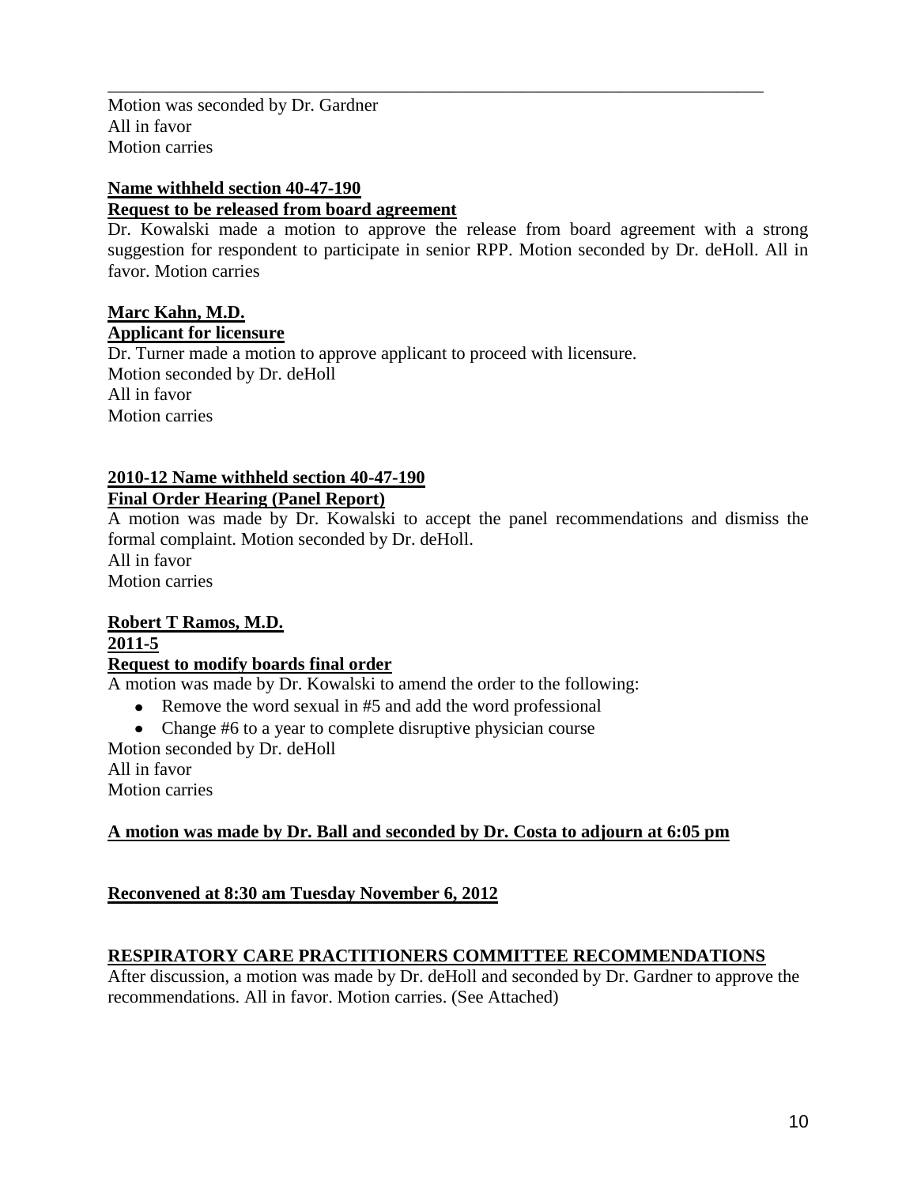Motion was seconded by Dr. Gardner
All in favor
Motion carries

**Name withheld section 40-47-190**
**Request to be released from board agreement**

Dr. Kowalski made a motion to approve the release from board agreement with a strong suggestion for respondent to participate in senior RPP. Motion seconded by Dr. deHoll. All in favor. Motion carries

**Marc Kahn, M.D.**
**Applicant for licensure**

Dr. Turner made a motion to approve applicant to proceed with licensure.
Motion seconded by Dr. deHoll
All in favor
Motion carries

**2010-12 Name withheld section 40-47-190**
**Final Order Hearing (Panel Report)**

A motion was made by Dr. Kowalski to accept the panel recommendations and dismiss the formal complaint. Motion seconded by Dr. deHoll.
All in favor
Motion carries

**Robert T Ramos, M.D.**
**2011-5**
**Request to modify boards final order**

A motion was made by Dr. Kowalski to amend the order to the following:

- Remove the word sexual in #5 and add the word professional
- Change #6 to a year to complete disruptive physician course

Motion seconded by Dr. deHoll
All in favor
Motion carries

**A motion was made by Dr. Ball and seconded by Dr. Costa to adjourn at 6:05 pm**

**Reconvened at 8:30 am Tuesday November 6, 2012**

**RESPIRATORY CARE PRACTITIONERS COMMITTEE RECOMMENDATIONS**

After discussion, a motion was made by Dr. deHoll and seconded by Dr. Gardner to approve the recommendations. All in favor. Motion carries. (See Attached)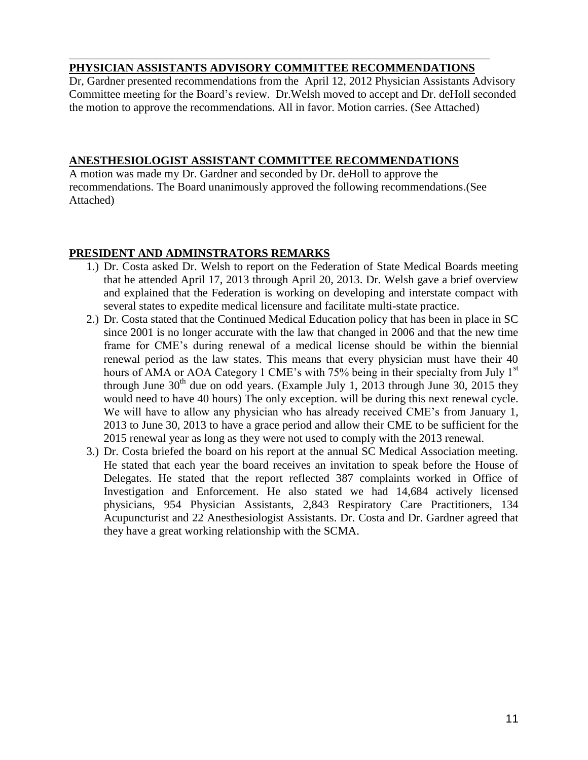## PHYSICIAN ASSISTANTS ADVISORY COMMITTEE RECOMMENDATIONS

Dr, Gardner presented recommendations from the April 12, 2012 Physician Assistants Advisory Committee meeting for the Board's review. Dr.Welsh moved to accept and Dr. deHoll seconded the motion to approve the recommendations. All in favor. Motion carries. (See Attached)

## ANESTHESIOLOGIST ASSISTANT COMMITTEE RECOMMENDATIONS

A motion was made my Dr. Gardner and seconded by Dr. deHoll to approve the recommendations. The Board unanimously approved the following recommendations.(See Attached)

## PRESIDENT AND ADMINSTRATORS REMARKS

1.) Dr. Costa asked Dr. Welsh to report on the Federation of State Medical Boards meeting that he attended April 17, 2013 through April 20, 2013. Dr. Welsh gave a brief overview and explained that the Federation is working on developing and interstate compact with several states to expedite medical licensure and facilitate multi-state practice.

2.) Dr. Costa stated that the Continued Medical Education policy that has been in place in SC since 2001 is no longer accurate with the law that changed in 2006 and that the new time frame for CME's during renewal of a medical license should be within the biennial renewal period as the law states. This means that every physician must have their 40 hours of AMA or AOA Category 1 CME's with 75% being in their specialty from July 1st through June 30th due on odd years. (Example July 1, 2013 through June 30, 2015 they would need to have 40 hours) The only exception. will be during this next renewal cycle. We will have to allow any physician who has already received CME's from January 1, 2013 to June 30, 2013 to have a grace period and allow their CME to be sufficient for the 2015 renewal year as long as they were not used to comply with the 2013 renewal.

3.) Dr. Costa briefed the board on his report at the annual SC Medical Association meeting. He stated that each year the board receives an invitation to speak before the House of Delegates. He stated that the report reflected 387 complaints worked in Office of Investigation and Enforcement. He also stated we had 14,684 actively licensed physicians, 954 Physician Assistants, 2,843 Respiratory Care Practitioners, 134 Acupuncturist and 22 Anesthesiologist Assistants. Dr. Costa and Dr. Gardner agreed that they have a great working relationship with the SCMA.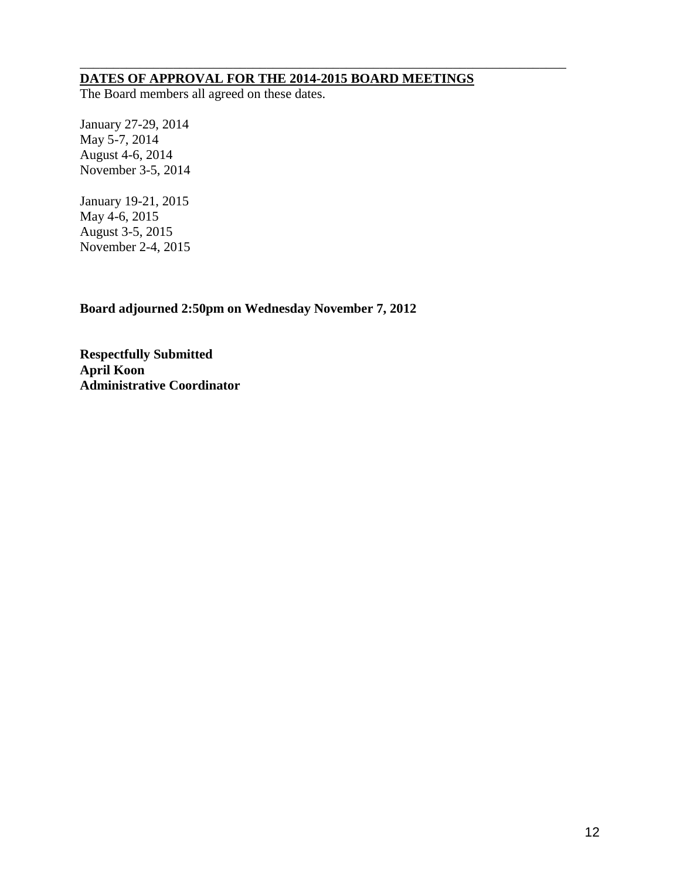---

**DATES OF APPROVAL FOR THE 2014-2015 BOARD MEETINGS**

The Board members all agreed on these dates.

January 27-29, 2014
May 5-7, 2014
August 4-6, 2014
November 3-5, 2014

January 19-21, 2015
May 4-6, 2015
August 3-5, 2015
November 2-4, 2015

**Board adjourned 2:50pm on Wednesday November 7, 2012**

**Respectfully Submitted**
**April Koon**
**Administrative Coordinator**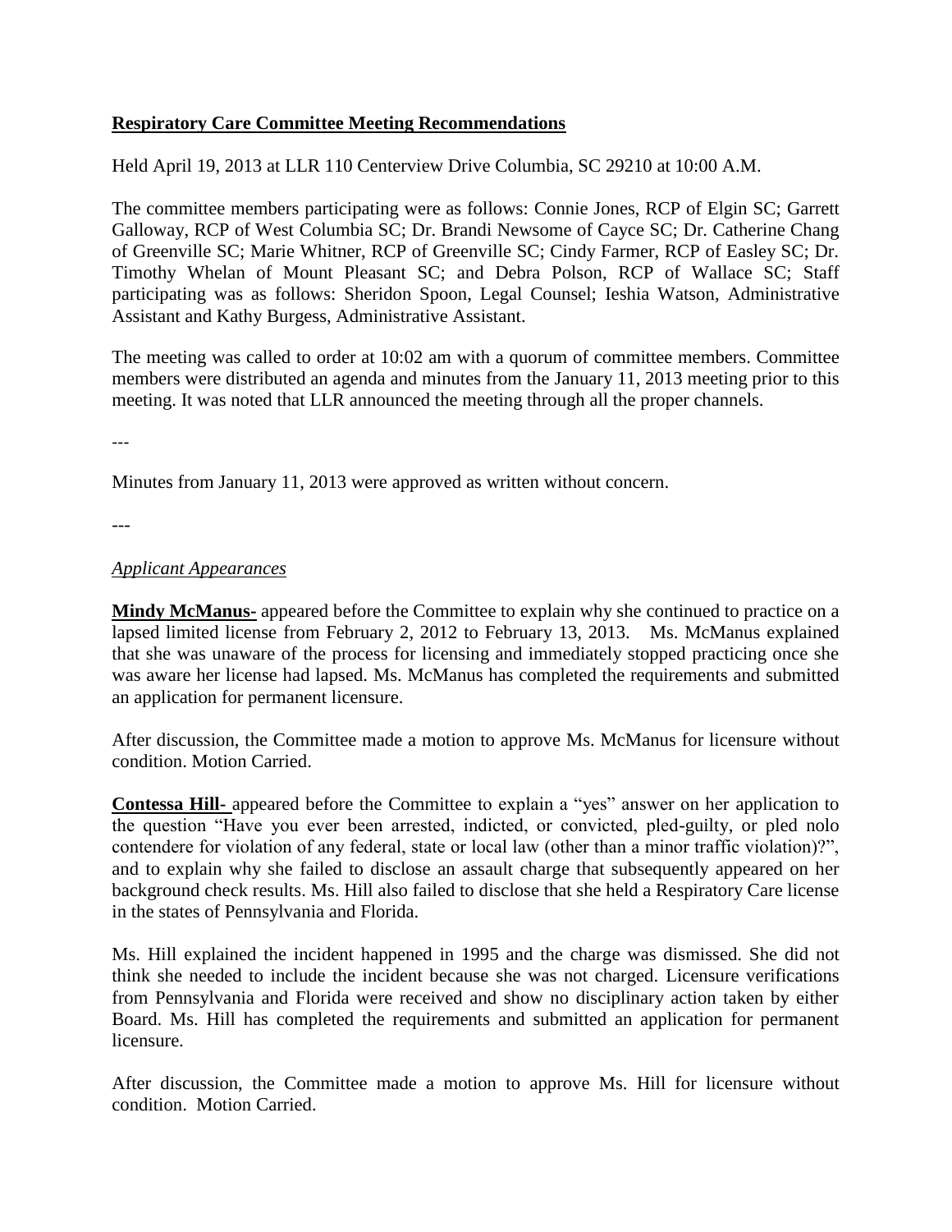**Respiratory Care Committee Meeting Recommendations**

Held April 19, 2013 at LLR 110 Centerview Drive Columbia, SC 29210 at 10:00 A.M.

The committee members participating were as follows: Connie Jones, RCP of Elgin SC; Garrett Galloway, RCP of West Columbia SC; Dr. Brandi Newsome of Cayce SC; Dr. Catherine Chang of Greenville SC; Marie Whitner, RCP of Greenville SC; Cindy Farmer, RCP of Easley SC; Dr. Timothy Whelan of Mount Pleasant SC; and Debra Polson, RCP of Wallace SC; Staff participating was as follows: Sheridon Spoon, Legal Counsel; Ieshia Watson, Administrative Assistant and Kathy Burgess, Administrative Assistant.

The meeting was called to order at 10:02 am with a quorum of committee members. Committee members were distributed an agenda and minutes from the January 11, 2013 meeting prior to this meeting. It was noted that LLR announced the meeting through all the proper channels.

---

Minutes from January 11, 2013 were approved as written without concern.

---

*Applicant Appearances*

**Mindy McManus-** appeared before the Committee to explain why she continued to practice on a lapsed limited license from February 2, 2012 to February 13, 2013. Ms. McManus explained that she was unaware of the process for licensing and immediately stopped practicing once she was aware her license had lapsed. Ms. McManus has completed the requirements and submitted an application for permanent licensure.

After discussion, the Committee made a motion to approve Ms. McManus for licensure without condition. Motion Carried.

**Contessa Hill-** appeared before the Committee to explain a "yes" answer on her application to the question "Have you ever been arrested, indicted, or convicted, pled-guilty, or pled nolo contendere for violation of any federal, state or local law (other than a minor traffic violation)?", and to explain why she failed to disclose an assault charge that subsequently appeared on her background check results. Ms. Hill also failed to disclose that she held a Respiratory Care license in the states of Pennsylvania and Florida.

Ms. Hill explained the incident happened in 1995 and the charge was dismissed. She did not think she needed to include the incident because she was not charged. Licensure verifications from Pennsylvania and Florida were received and show no disciplinary action taken by either Board. Ms. Hill has completed the requirements and submitted an application for permanent licensure.

After discussion, the Committee made a motion to approve Ms. Hill for licensure without condition. Motion Carried.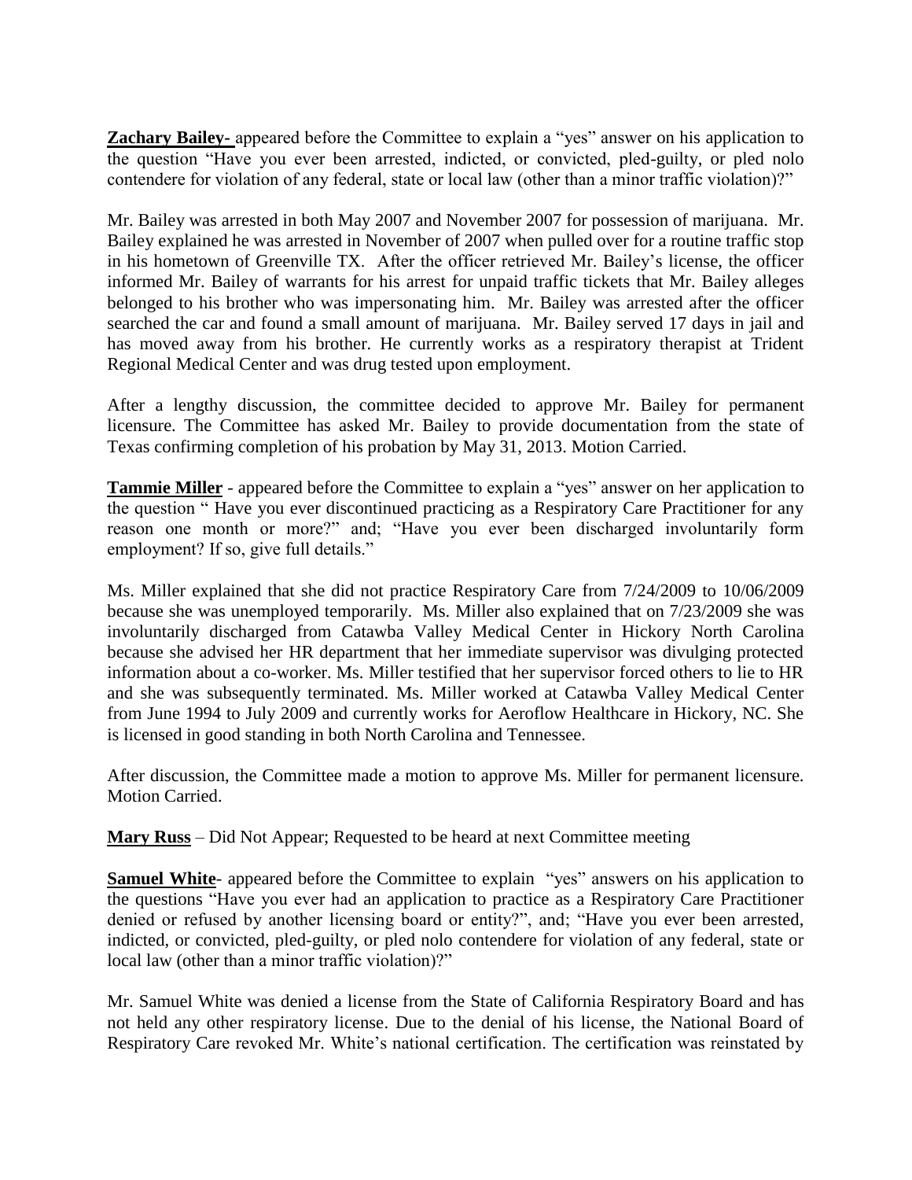**Zachary Bailey-** appeared before the Committee to explain a "yes" answer on his application to the question "Have you ever been arrested, indicted, or convicted, pled-guilty, or pled nolo contendere for violation of any federal, state or local law (other than a minor traffic violation)?"

Mr. Bailey was arrested in both May 2007 and November 2007 for possession of marijuana. Mr. Bailey explained he was arrested in November of 2007 when pulled over for a routine traffic stop in his hometown of Greenville TX. After the officer retrieved Mr. Bailey's license, the officer informed Mr. Bailey of warrants for his arrest for unpaid traffic tickets that Mr. Bailey alleges belonged to his brother who was impersonating him. Mr. Bailey was arrested after the officer searched the car and found a small amount of marijuana. Mr. Bailey served 17 days in jail and has moved away from his brother. He currently works as a respiratory therapist at Trident Regional Medical Center and was drug tested upon employment.

After a lengthy discussion, the committee decided to approve Mr. Bailey for permanent licensure. The Committee has asked Mr. Bailey to provide documentation from the state of Texas confirming completion of his probation by May 31, 2013. Motion Carried.

**Tammie Miller** - appeared before the Committee to explain a "yes" answer on her application to the question " Have you ever discontinued practicing as a Respiratory Care Practitioner for any reason one month or more?" and; "Have you ever been discharged involuntarily form employment? If so, give full details."

Ms. Miller explained that she did not practice Respiratory Care from 7/24/2009 to 10/06/2009 because she was unemployed temporarily. Ms. Miller also explained that on 7/23/2009 she was involuntarily discharged from Catawba Valley Medical Center in Hickory North Carolina because she advised her HR department that her immediate supervisor was divulging protected information about a co-worker. Ms. Miller testified that her supervisor forced others to lie to HR and she was subsequently terminated. Ms. Miller worked at Catawba Valley Medical Center from June 1994 to July 2009 and currently works for Aeroflow Healthcare in Hickory, NC. She is licensed in good standing in both North Carolina and Tennessee.

After discussion, the Committee made a motion to approve Ms. Miller for permanent licensure. Motion Carried.

**Mary Russ** – Did Not Appear; Requested to be heard at next Committee meeting

**Samuel White**- appeared before the Committee to explain "yes" answers on his application to the questions "Have you ever had an application to practice as a Respiratory Care Practitioner denied or refused by another licensing board or entity?", and; "Have you ever been arrested, indicted, or convicted, pled-guilty, or pled nolo contendere for violation of any federal, state or local law (other than a minor traffic violation)?"

Mr. Samuel White was denied a license from the State of California Respiratory Board and has not held any other respiratory license. Due to the denial of his license, the National Board of Respiratory Care revoked Mr. White's national certification. The certification was reinstated by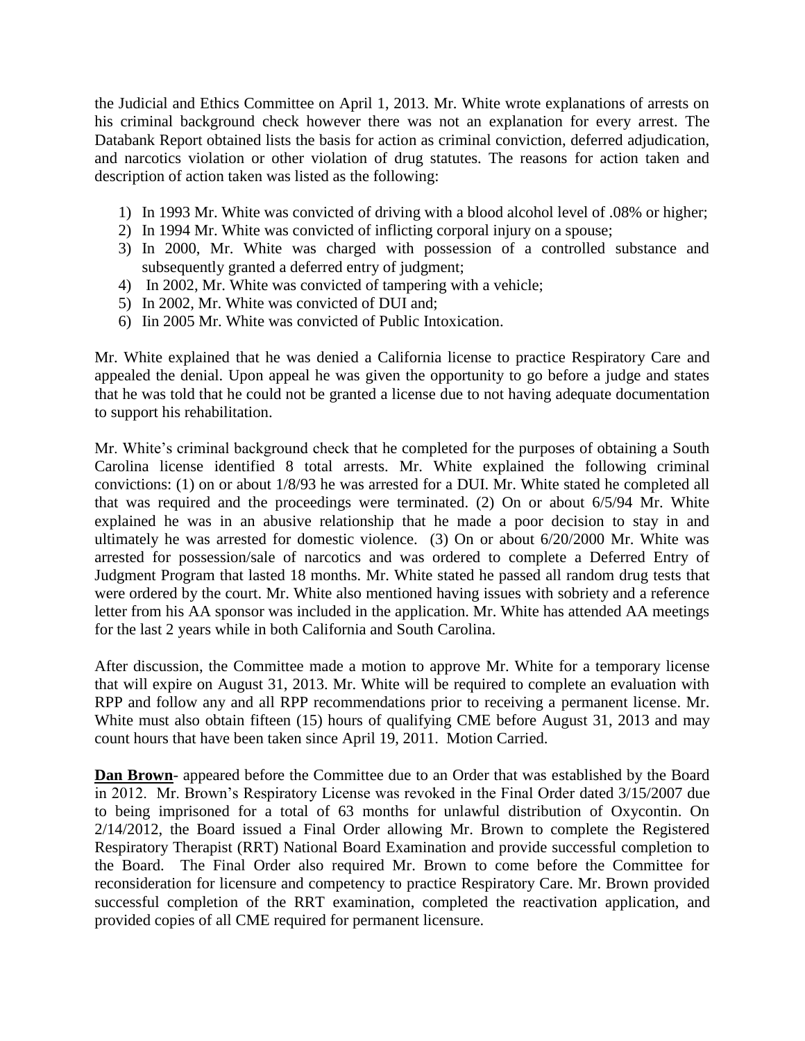the Judicial and Ethics Committee on April 1, 2013. Mr. White wrote explanations of arrests on his criminal background check however there was not an explanation for every arrest. The Databank Report obtained lists the basis for action as criminal conviction, deferred adjudication, and narcotics violation or other violation of drug statutes. The reasons for action taken and description of action taken was listed as the following:

1) In 1993 Mr. White was convicted of driving with a blood alcohol level of .08% or higher;
2) In 1994 Mr. White was convicted of inflicting corporal injury on a spouse;
3) In 2000, Mr. White was charged with possession of a controlled substance and subsequently granted a deferred entry of judgment;
4) In 2002, Mr. White was convicted of tampering with a vehicle;
5) In 2002, Mr. White was convicted of DUI and;
6) Iin 2005 Mr. White was convicted of Public Intoxication.

Mr. White explained that he was denied a California license to practice Respiratory Care and appealed the denial. Upon appeal he was given the opportunity to go before a judge and states that he was told that he could not be granted a license due to not having adequate documentation to support his rehabilitation.

Mr. White's criminal background check that he completed for the purposes of obtaining a South Carolina license identified 8 total arrests. Mr. White explained the following criminal convictions: (1) on or about 1/8/93 he was arrested for a DUI. Mr. White stated he completed all that was required and the proceedings were terminated. (2) On or about 6/5/94 Mr. White explained he was in an abusive relationship that he made a poor decision to stay in and ultimately he was arrested for domestic violence. (3) On or about 6/20/2000 Mr. White was arrested for possession/sale of narcotics and was ordered to complete a Deferred Entry of Judgment Program that lasted 18 months. Mr. White stated he passed all random drug tests that were ordered by the court. Mr. White also mentioned having issues with sobriety and a reference letter from his AA sponsor was included in the application. Mr. White has attended AA meetings for the last 2 years while in both California and South Carolina.

After discussion, the Committee made a motion to approve Mr. White for a temporary license that will expire on August 31, 2013. Mr. White will be required to complete an evaluation with RPP and follow any and all RPP recommendations prior to receiving a permanent license. Mr. White must also obtain fifteen (15) hours of qualifying CME before August 31, 2013 and may count hours that have been taken since April 19, 2011. Motion Carried.

**Dan Brown**- appeared before the Committee due to an Order that was established by the Board in 2012. Mr. Brown's Respiratory License was revoked in the Final Order dated 3/15/2007 due to being imprisoned for a total of 63 months for unlawful distribution of Oxycontin. On 2/14/2012, the Board issued a Final Order allowing Mr. Brown to complete the Registered Respiratory Therapist (RRT) National Board Examination and provide successful completion to the Board. The Final Order also required Mr. Brown to come before the Committee for reconsideration for licensure and competency to practice Respiratory Care. Mr. Brown provided successful completion of the RRT examination, completed the reactivation application, and provided copies of all CME required for permanent licensure.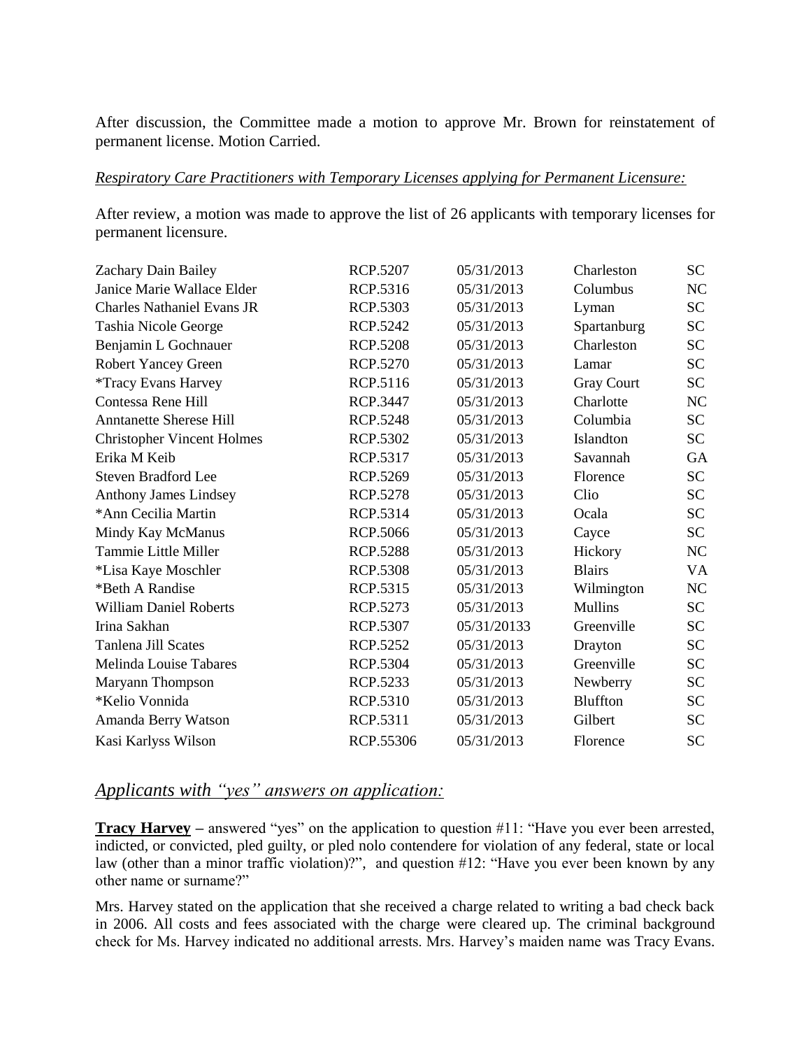After discussion, the Committee made a motion to approve Mr. Brown for reinstatement of permanent license. Motion Carried.

*Respiratory Care Practitioners with Temporary Licenses applying for Permanent Licensure:*

After review, a motion was made to approve the list of 26 applicants with temporary licenses for permanent licensure.

| | | | | |
|---|---|---|---|---|
| Zachary Dain Bailey | RCP.5207 | 05/31/2013 | Charleston | SC |
| Janice Marie Wallace Elder | RCP.5316 | 05/31/2013 | Columbus | NC |
| Charles Nathaniel Evans JR | RCP.5303 | 05/31/2013 | Lyman | SC |
| Tashia Nicole George | RCP.5242 | 05/31/2013 | Spartanburg | SC |
| Benjamin L Gochnauer | RCP.5208 | 05/31/2013 | Charleston | SC |
| Robert Yancey Green | RCP.5270 | 05/31/2013 | Lamar | SC |
| *Tracy Evans Harvey | RCP.5116 | 05/31/2013 | Gray Court | SC |
| Contessa Rene Hill | RCP.3447 | 05/31/2013 | Charlotte | NC |
| Anntanette Sherese Hill | RCP.5248 | 05/31/2013 | Columbia | SC |
| Christopher Vincent Holmes | RCP.5302 | 05/31/2013 | Islandton | SC |
| Erika M Keib | RCP.5317 | 05/31/2013 | Savannah | GA |
| Steven Bradford Lee | RCP.5269 | 05/31/2013 | Florence | SC |
| Anthony James Lindsey | RCP.5278 | 05/31/2013 | Clio | SC |
| *Ann Cecilia Martin | RCP.5314 | 05/31/2013 | Ocala | SC |
| Mindy Kay McManus | RCP.5066 | 05/31/2013 | Cayce | SC |
| Tammie Little Miller | RCP.5288 | 05/31/2013 | Hickory | NC |
| *Lisa Kaye Moschler | RCP.5308 | 05/31/2013 | Blairs | VA |
| *Beth A Randise | RCP.5315 | 05/31/2013 | Wilmington | NC |
| William Daniel Roberts | RCP.5273 | 05/31/2013 | Mullins | SC |
| Irina Sakhan | RCP.5307 | 05/31/20133 | Greenville | SC |
| Tanlena Jill Scates | RCP.5252 | 05/31/2013 | Drayton | SC |
| Melinda Louise Tabares | RCP.5304 | 05/31/2013 | Greenville | SC |
| Maryann Thompson | RCP.5233 | 05/31/2013 | Newberry | SC |
| *Kelio Vonnida | RCP.5310 | 05/31/2013 | Bluffton | SC |
| Amanda Berry Watson | RCP.5311 | 05/31/2013 | Gilbert | SC |
| Kasi Karlyss Wilson | RCP.55306 | 05/31/2013 | Florence | SC |

## *Applicants with "yes" answers on application:*

**Tracy Harvey** – answered "yes" on the application to question #11: "Have you ever been arrested, indicted, or convicted, pled guilty, or pled nolo contendere for violation of any federal, state or local law (other than a minor traffic violation)?", and question #12: "Have you ever been known by any other name or surname?"

Mrs. Harvey stated on the application that she received a charge related to writing a bad check back in 2006. All costs and fees associated with the charge were cleared up. The criminal background check for Ms. Harvey indicated no additional arrests. Mrs. Harvey's maiden name was Tracy Evans.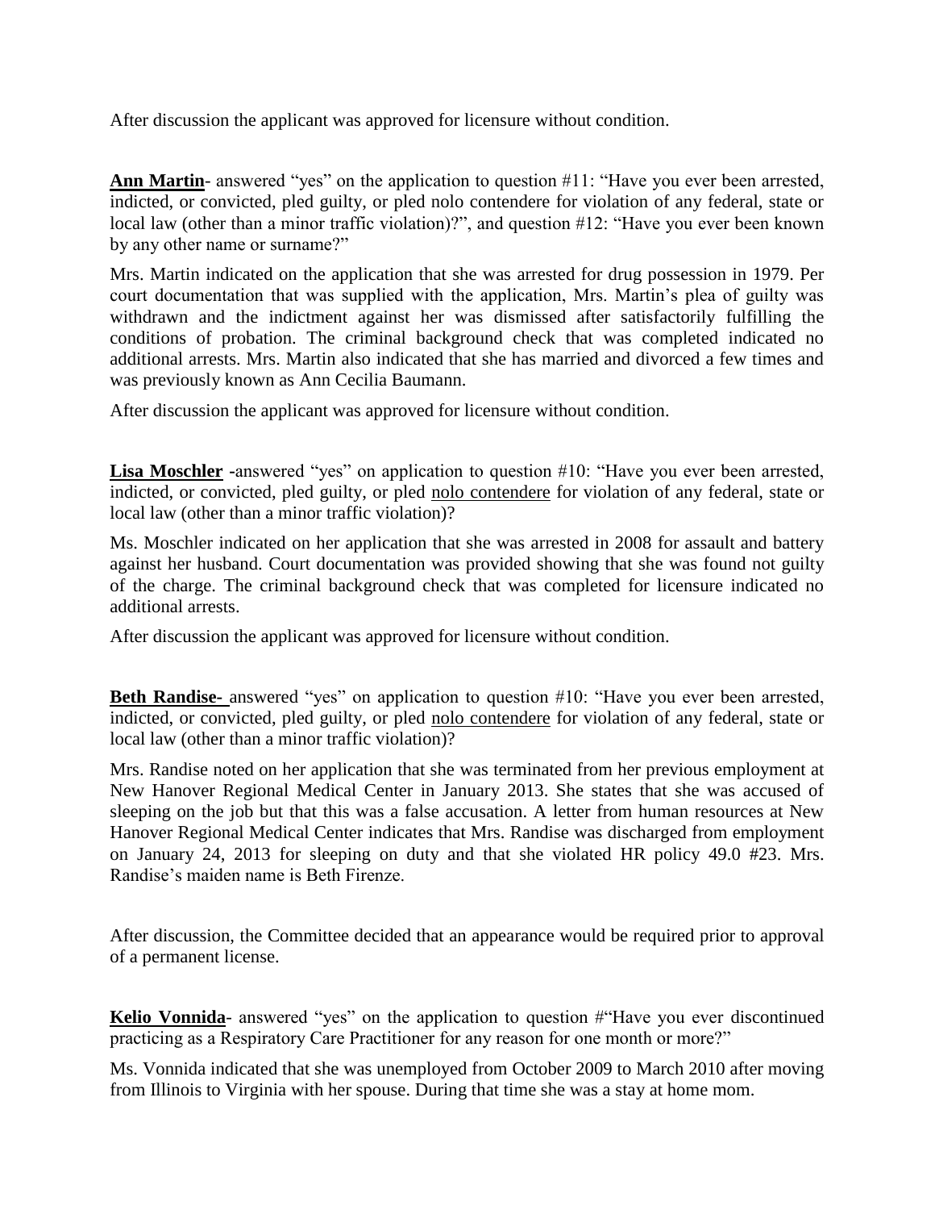After discussion the applicant was approved for licensure without condition.

**Ann Martin**- answered "yes" on the application to question #11: "Have you ever been arrested, indicted, or convicted, pled guilty, or pled nolo contendere for violation of any federal, state or local law (other than a minor traffic violation)?", and question #12: "Have you ever been known by any other name or surname?"

Mrs. Martin indicated on the application that she was arrested for drug possession in 1979. Per court documentation that was supplied with the application, Mrs. Martin's plea of guilty was withdrawn and the indictment against her was dismissed after satisfactorily fulfilling the conditions of probation. The criminal background check that was completed indicated no additional arrests. Mrs. Martin also indicated that she has married and divorced a few times and was previously known as Ann Cecilia Baumann.

After discussion the applicant was approved for licensure without condition.

**Lisa Moschler** -answered "yes" on application to question #10: "Have you ever been arrested, indicted, or convicted, pled guilty, or pled nolo contendere for violation of any federal, state or local law (other than a minor traffic violation)?

Ms. Moschler indicated on her application that she was arrested in 2008 for assault and battery against her husband. Court documentation was provided showing that she was found not guilty of the charge. The criminal background check that was completed for licensure indicated no additional arrests.

After discussion the applicant was approved for licensure without condition.

**Beth Randise-** answered "yes" on application to question #10: "Have you ever been arrested, indicted, or convicted, pled guilty, or pled nolo contendere for violation of any federal, state or local law (other than a minor traffic violation)?

Mrs. Randise noted on her application that she was terminated from her previous employment at New Hanover Regional Medical Center in January 2013. She states that she was accused of sleeping on the job but that this was a false accusation. A letter from human resources at New Hanover Regional Medical Center indicates that Mrs. Randise was discharged from employment on January 24, 2013 for sleeping on duty and that she violated HR policy 49.0 #23. Mrs. Randise's maiden name is Beth Firenze.

After discussion, the Committee decided that an appearance would be required prior to approval of a permanent license.

**Kelio Vonnida**- answered "yes" on the application to question #"Have you ever discontinued practicing as a Respiratory Care Practitioner for any reason for one month or more?"

Ms. Vonnida indicated that she was unemployed from October 2009 to March 2010 after moving from Illinois to Virginia with her spouse. During that time she was a stay at home mom.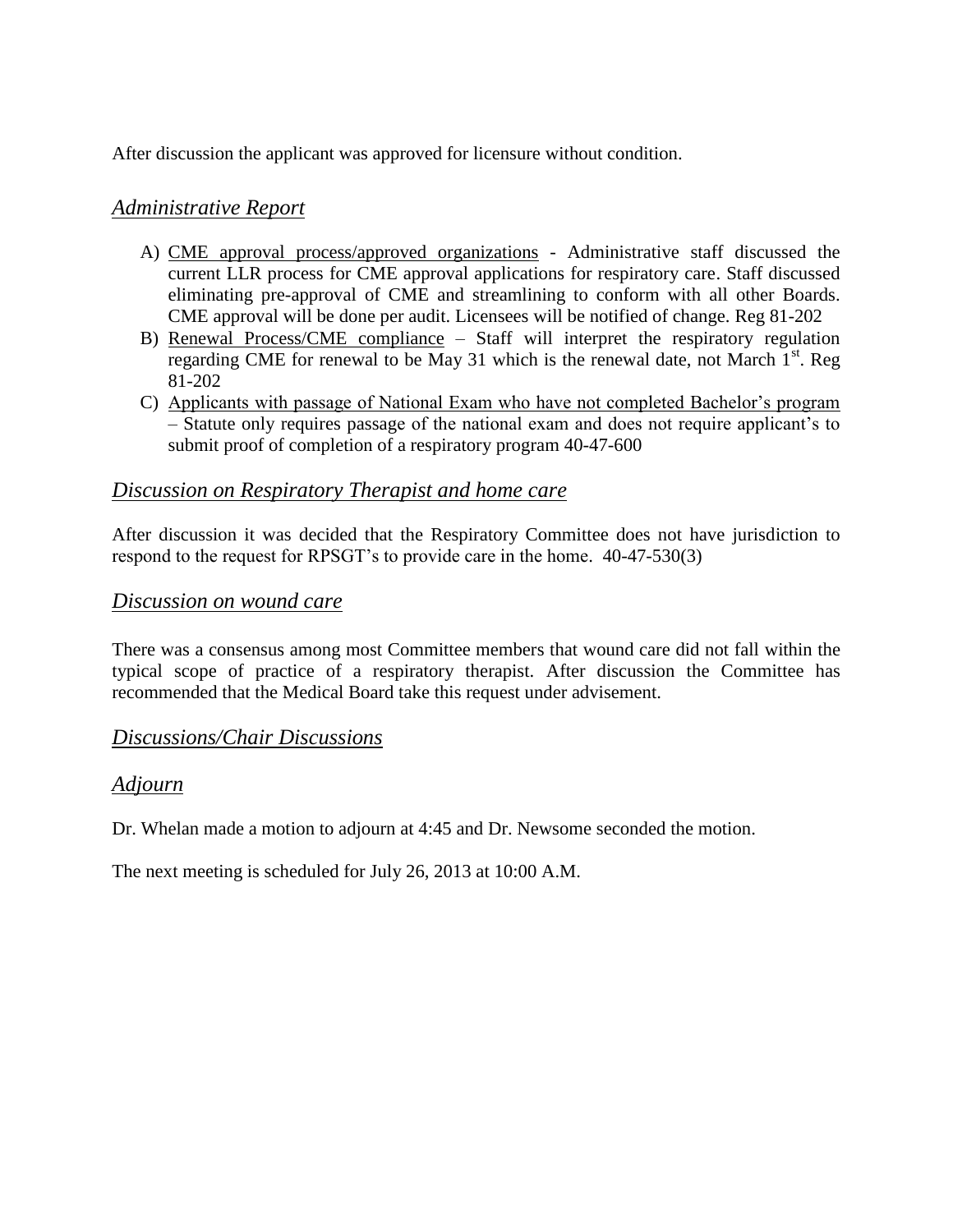After discussion the applicant was approved for licensure without condition.

## *Administrative Report*

A) CME approval process/approved organizations - Administrative staff discussed the current LLR process for CME approval applications for respiratory care. Staff discussed eliminating pre-approval of CME and streamlining to conform with all other Boards. CME approval will be done per audit. Licensees will be notified of change. Reg 81-202
B) Renewal Process/CME compliance – Staff will interpret the respiratory regulation regarding CME for renewal to be May 31 which is the renewal date, not March 1st. Reg 81-202
C) Applicants with passage of National Exam who have not completed Bachelor's program – Statute only requires passage of the national exam and does not require applicant's to submit proof of completion of a respiratory program 40-47-600

## *Discussion on Respiratory Therapist and home care*

After discussion it was decided that the Respiratory Committee does not have jurisdiction to respond to the request for RPSGT's to provide care in the home. 40-47-530(3)

## *Discussion on wound care*

There was a consensus among most Committee members that wound care did not fall within the typical scope of practice of a respiratory therapist. After discussion the Committee has recommended that the Medical Board take this request under advisement.

## *Discussions/Chair Discussions*

## *Adjourn*

Dr. Whelan made a motion to adjourn at 4:45 and Dr. Newsome seconded the motion.

The next meeting is scheduled for July 26, 2013 at 10:00 A.M.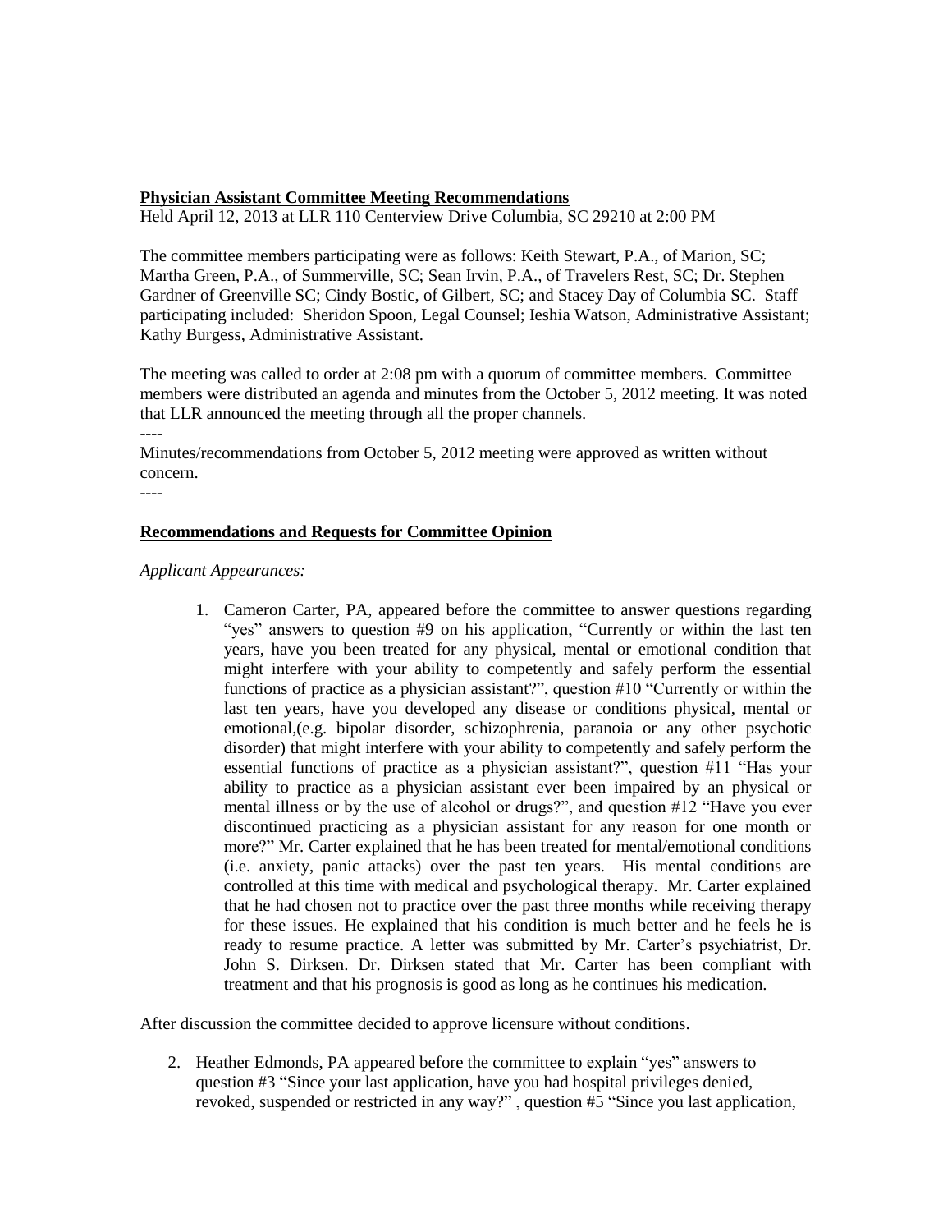**Physician Assistant Committee Meeting Recommendations**

Held April 12, 2013 at LLR 110 Centerview Drive Columbia, SC 29210 at 2:00 PM

The committee members participating were as follows: Keith Stewart, P.A., of Marion, SC; Martha Green, P.A., of Summerville, SC; Sean Irvin, P.A., of Travelers Rest, SC; Dr. Stephen Gardner of Greenville SC; Cindy Bostic, of Gilbert, SC; and Stacey Day of Columbia SC. Staff participating included: Sheridon Spoon, Legal Counsel; Ieshia Watson, Administrative Assistant; Kathy Burgess, Administrative Assistant.

The meeting was called to order at 2:08 pm with a quorum of committee members. Committee members were distributed an agenda and minutes from the October 5, 2012 meeting. It was noted that LLR announced the meeting through all the proper channels.

----

Minutes/recommendations from October 5, 2012 meeting were approved as written without concern.

----

**Recommendations and Requests for Committee Opinion**

*Applicant Appearances:*

1. Cameron Carter, PA, appeared before the committee to answer questions regarding "yes" answers to question #9 on his application, "Currently or within the last ten years, have you been treated for any physical, mental or emotional condition that might interfere with your ability to competently and safely perform the essential functions of practice as a physician assistant?", question #10 "Currently or within the last ten years, have you developed any disease or conditions physical, mental or emotional,(e.g. bipolar disorder, schizophrenia, paranoia or any other psychotic disorder) that might interfere with your ability to competently and safely perform the essential functions of practice as a physician assistant?", question #11 "Has your ability to practice as a physician assistant ever been impaired by an physical or mental illness or by the use of alcohol or drugs?", and question #12 "Have you ever discontinued practicing as a physician assistant for any reason for one month or more?" Mr. Carter explained that he has been treated for mental/emotional conditions (i.e. anxiety, panic attacks) over the past ten years. His mental conditions are controlled at this time with medical and psychological therapy. Mr. Carter explained that he had chosen not to practice over the past three months while receiving therapy for these issues. He explained that his condition is much better and he feels he is ready to resume practice. A letter was submitted by Mr. Carter's psychiatrist, Dr. John S. Dirksen. Dr. Dirksen stated that Mr. Carter has been compliant with treatment and that his prognosis is good as long as he continues his medication.

After discussion the committee decided to approve licensure without conditions.

2. Heather Edmonds, PA appeared before the committee to explain "yes" answers to question #3 "Since your last application, have you had hospital privileges denied, revoked, suspended or restricted in any way?" , question #5 "Since you last application,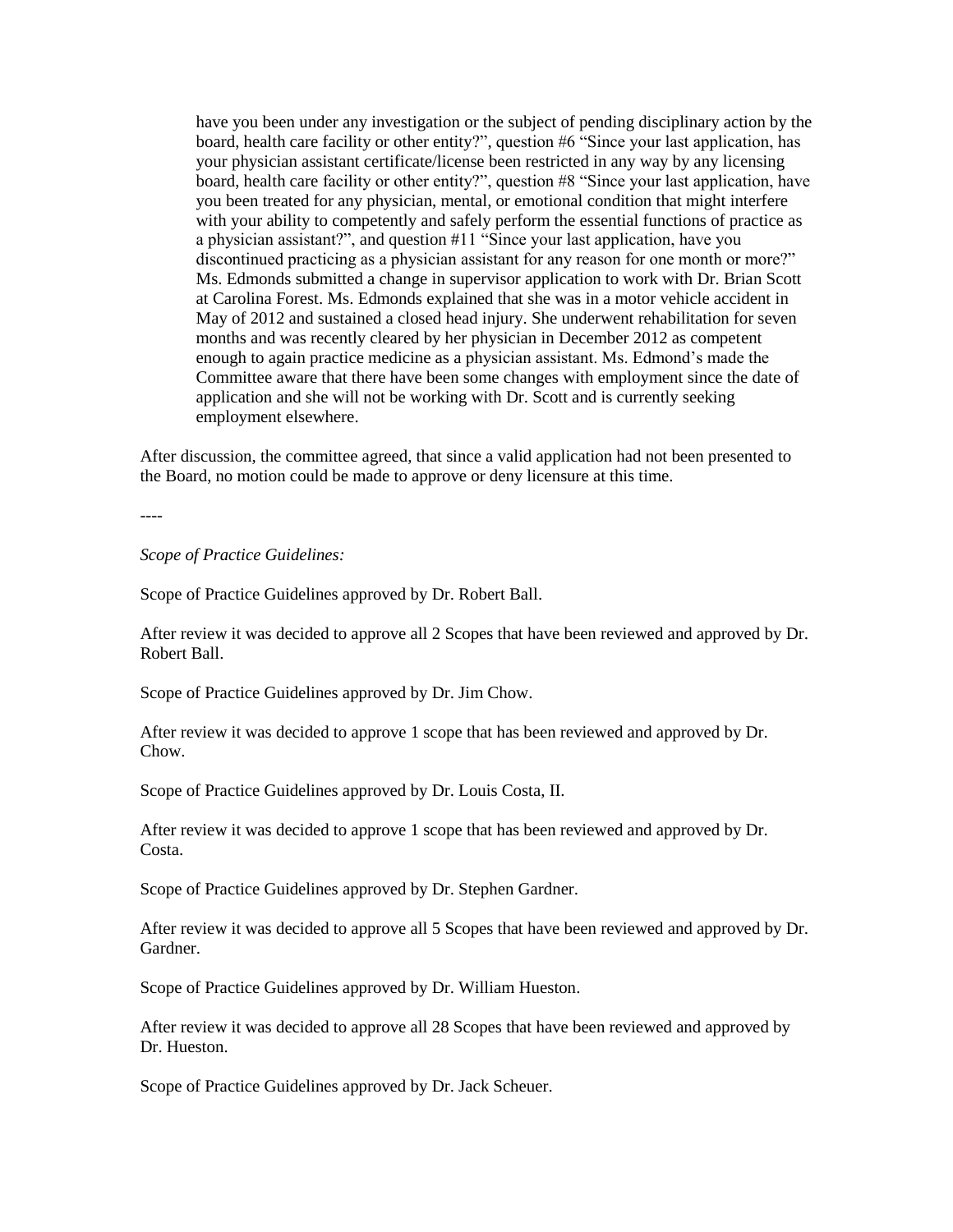have you been under any investigation or the subject of pending disciplinary action by the board, health care facility or other entity?", question #6 "Since your last application, has your physician assistant certificate/license been restricted in any way by any licensing board, health care facility or other entity?", question #8 "Since your last application, have you been treated for any physician, mental, or emotional condition that might interfere with your ability to competently and safely perform the essential functions of practice as a physician assistant?", and question #11 "Since your last application, have you discontinued practicing as a physician assistant for any reason for one month or more?" Ms. Edmonds submitted a change in supervisor application to work with Dr. Brian Scott at Carolina Forest. Ms. Edmonds explained that she was in a motor vehicle accident in May of 2012 and sustained a closed head injury. She underwent rehabilitation for seven months and was recently cleared by her physician in December 2012 as competent enough to again practice medicine as a physician assistant. Ms. Edmond's made the Committee aware that there have been some changes with employment since the date of application and she will not be working with Dr. Scott and is currently seeking employment elsewhere.

After discussion, the committee agreed, that since a valid application had not been presented to the Board, no motion could be made to approve or deny licensure at this time.

----

*Scope of Practice Guidelines:*

Scope of Practice Guidelines approved by Dr. Robert Ball.

After review it was decided to approve all 2 Scopes that have been reviewed and approved by Dr. Robert Ball.

Scope of Practice Guidelines approved by Dr. Jim Chow.

After review it was decided to approve 1 scope that has been reviewed and approved by Dr. Chow.

Scope of Practice Guidelines approved by Dr. Louis Costa, II.

After review it was decided to approve 1 scope that has been reviewed and approved by Dr. Costa.

Scope of Practice Guidelines approved by Dr. Stephen Gardner.

After review it was decided to approve all 5 Scopes that have been reviewed and approved by Dr. Gardner.

Scope of Practice Guidelines approved by Dr. William Hueston.

After review it was decided to approve all 28 Scopes that have been reviewed and approved by Dr. Hueston.

Scope of Practice Guidelines approved by Dr. Jack Scheuer.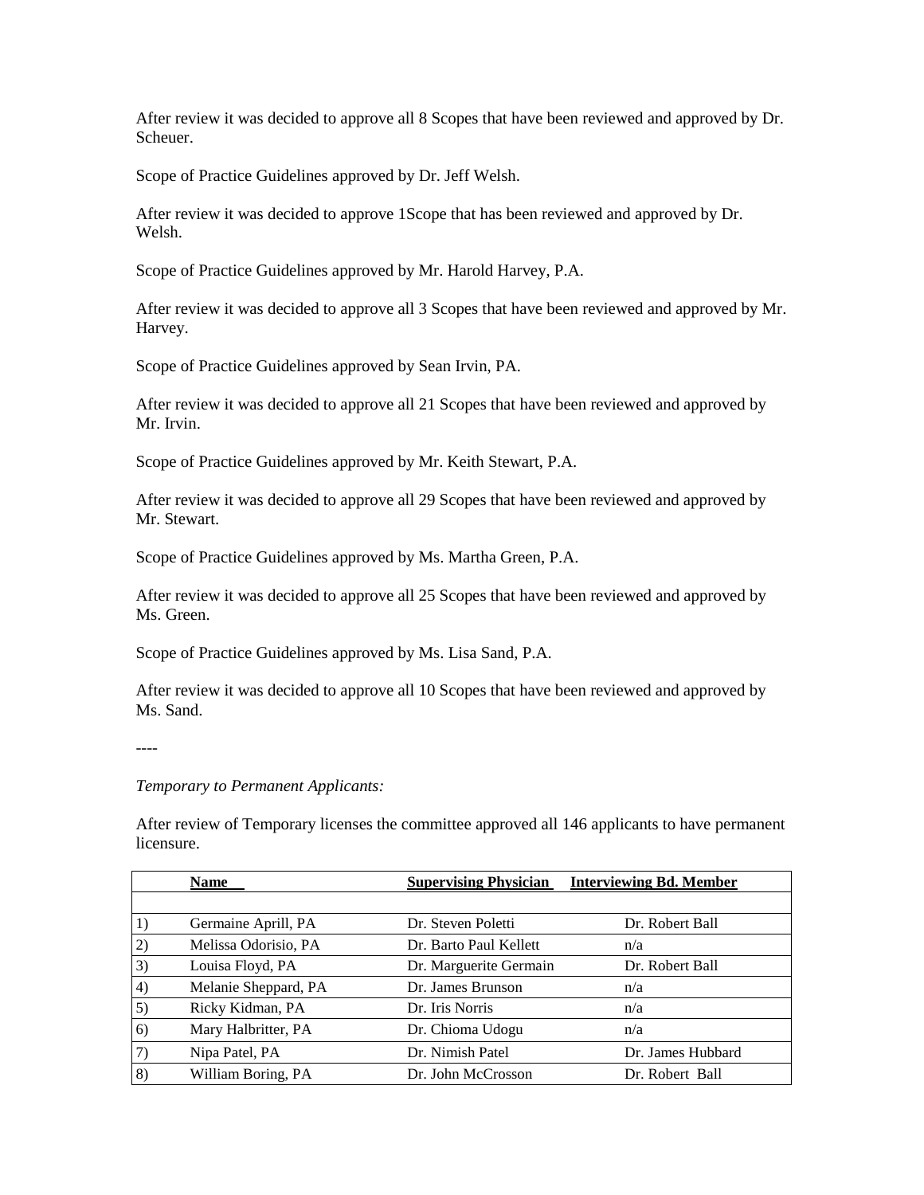After review it was decided to approve all 8 Scopes that have been reviewed and approved by Dr. Scheuer.

Scope of Practice Guidelines approved by Dr. Jeff Welsh.

After review it was decided to approve 1Scope that has been reviewed and approved by Dr. Welsh.

Scope of Practice Guidelines approved by Mr. Harold Harvey, P.A.

After review it was decided to approve all 3 Scopes that have been reviewed and approved by Mr. Harvey.

Scope of Practice Guidelines approved by Sean Irvin, PA.

After review it was decided to approve all 21 Scopes that have been reviewed and approved by Mr. Irvin.

Scope of Practice Guidelines approved by Mr. Keith Stewart, P.A.

After review it was decided to approve all 29 Scopes that have been reviewed and approved by Mr. Stewart.

Scope of Practice Guidelines approved by Ms. Martha Green, P.A.

After review it was decided to approve all 25 Scopes that have been reviewed and approved by Ms. Green.

Scope of Practice Guidelines approved by Ms. Lisa Sand, P.A.

After review it was decided to approve all 10 Scopes that have been reviewed and approved by Ms. Sand.

----

*Temporary to Permanent Applicants:*

After review of Temporary licenses the committee approved all 146 applicants to have permanent licensure.

| | **Name** | **Supervising Physician** | **Interviewing Bd. Member** |
|---|---|---|---|
| | | | |
| 1) | Germaine Aprill, PA | Dr. Steven Poletti | Dr. Robert Ball |
| 2) | Melissa Odorisio, PA | Dr. Barto Paul Kellett | n/a |
| 3) | Louisa Floyd, PA | Dr. Marguerite Germain | Dr. Robert Ball |
| 4) | Melanie Sheppard, PA | Dr. James Brunson | n/a |
| 5) | Ricky Kidman, PA | Dr. Iris Norris | n/a |
| 6) | Mary Halbritter, PA | Dr. Chioma Udogu | n/a |
| 7) | Nipa Patel, PA | Dr. Nimish Patel | Dr. James Hubbard |
| 8) | William Boring, PA | Dr. John McCrosson | Dr. Robert Ball |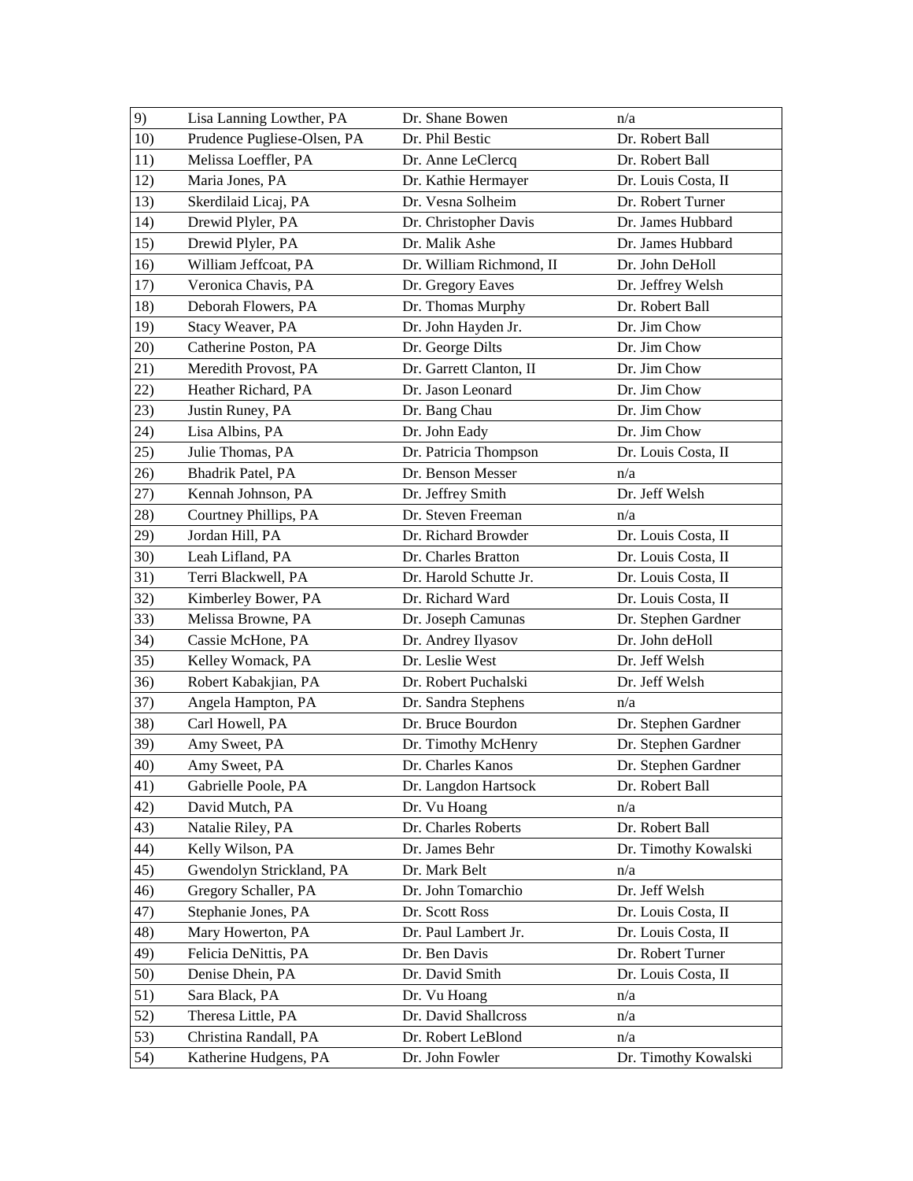| | | | |
|---|---|---|---|
| 9) | Lisa Lanning Lowther, PA | Dr. Shane Bowen | n/a |
| 10) | Prudence Pugliese-Olsen, PA | Dr. Phil Bestic | Dr. Robert Ball |
| 11) | Melissa Loeffler, PA | Dr. Anne LeClercq | Dr. Robert Ball |
| 12) | Maria Jones, PA | Dr. Kathie Hermayer | Dr. Louis Costa, II |
| 13) | Skerdilaid Licaj, PA | Dr. Vesna Solheim | Dr. Robert Turner |
| 14) | Drewid Plyler, PA | Dr. Christopher Davis | Dr. James Hubbard |
| 15) | Drewid Plyler, PA | Dr. Malik Ashe | Dr. James Hubbard |
| 16) | William Jeffcoat, PA | Dr. William Richmond, II | Dr. John DeHoll |
| 17) | Veronica Chavis, PA | Dr. Gregory Eaves | Dr. Jeffrey Welsh |
| 18) | Deborah Flowers, PA | Dr. Thomas Murphy | Dr. Robert Ball |
| 19) | Stacy Weaver, PA | Dr. John Hayden Jr. | Dr. Jim Chow |
| 20) | Catherine Poston, PA | Dr. George Dilts | Dr. Jim Chow |
| 21) | Meredith Provost, PA | Dr. Garrett Clanton, II | Dr. Jim Chow |
| 22) | Heather Richard, PA | Dr. Jason Leonard | Dr. Jim Chow |
| 23) | Justin Runey, PA | Dr. Bang Chau | Dr. Jim Chow |
| 24) | Lisa Albins, PA | Dr. John Eady | Dr. Jim Chow |
| 25) | Julie Thomas, PA | Dr. Patricia Thompson | Dr. Louis Costa, II |
| 26) | Bhadrik Patel, PA | Dr. Benson Messer | n/a |
| 27) | Kennah Johnson, PA | Dr. Jeffrey Smith | Dr. Jeff Welsh |
| 28) | Courtney Phillips, PA | Dr. Steven Freeman | n/a |
| 29) | Jordan Hill, PA | Dr. Richard Browder | Dr. Louis Costa, II |
| 30) | Leah Lifland, PA | Dr. Charles Bratton | Dr. Louis Costa, II |
| 31) | Terri Blackwell, PA | Dr. Harold Schutte Jr. | Dr. Louis Costa, II |
| 32) | Kimberley Bower, PA | Dr. Richard Ward | Dr. Louis Costa, II |
| 33) | Melissa Browne, PA | Dr. Joseph Camunas | Dr. Stephen Gardner |
| 34) | Cassie McHone, PA | Dr. Andrey Ilyasov | Dr. John deHoll |
| 35) | Kelley Womack, PA | Dr. Leslie West | Dr. Jeff Welsh |
| 36) | Robert Kabakjian, PA | Dr. Robert Puchalski | Dr. Jeff Welsh |
| 37) | Angela Hampton, PA | Dr. Sandra Stephens | n/a |
| 38) | Carl Howell, PA | Dr. Bruce Bourdon | Dr. Stephen Gardner |
| 39) | Amy Sweet, PA | Dr. Timothy McHenry | Dr. Stephen Gardner |
| 40) | Amy Sweet, PA | Dr. Charles Kanos | Dr. Stephen Gardner |
| 41) | Gabrielle Poole, PA | Dr. Langdon Hartsock | Dr. Robert Ball |
| 42) | David Mutch, PA | Dr. Vu Hoang | n/a |
| 43) | Natalie Riley, PA | Dr. Charles Roberts | Dr. Robert Ball |
| 44) | Kelly Wilson, PA | Dr. James Behr | Dr. Timothy Kowalski |
| 45) | Gwendolyn Strickland, PA | Dr. Mark Belt | n/a |
| 46) | Gregory Schaller, PA | Dr. John Tomarchio | Dr. Jeff Welsh |
| 47) | Stephanie Jones, PA | Dr. Scott Ross | Dr. Louis Costa, II |
| 48) | Mary Howerton, PA | Dr. Paul Lambert Jr. | Dr. Louis Costa, II |
| 49) | Felicia DeNittis, PA | Dr. Ben Davis | Dr. Robert Turner |
| 50) | Denise Dhein, PA | Dr. David Smith | Dr. Louis Costa, II |
| 51) | Sara Black, PA | Dr. Vu Hoang | n/a |
| 52) | Theresa Little, PA | Dr. David Shallcross | n/a |
| 53) | Christina Randall, PA | Dr. Robert LeBlond | n/a |
| 54) | Katherine Hudgens, PA | Dr. John Fowler | Dr. Timothy Kowalski |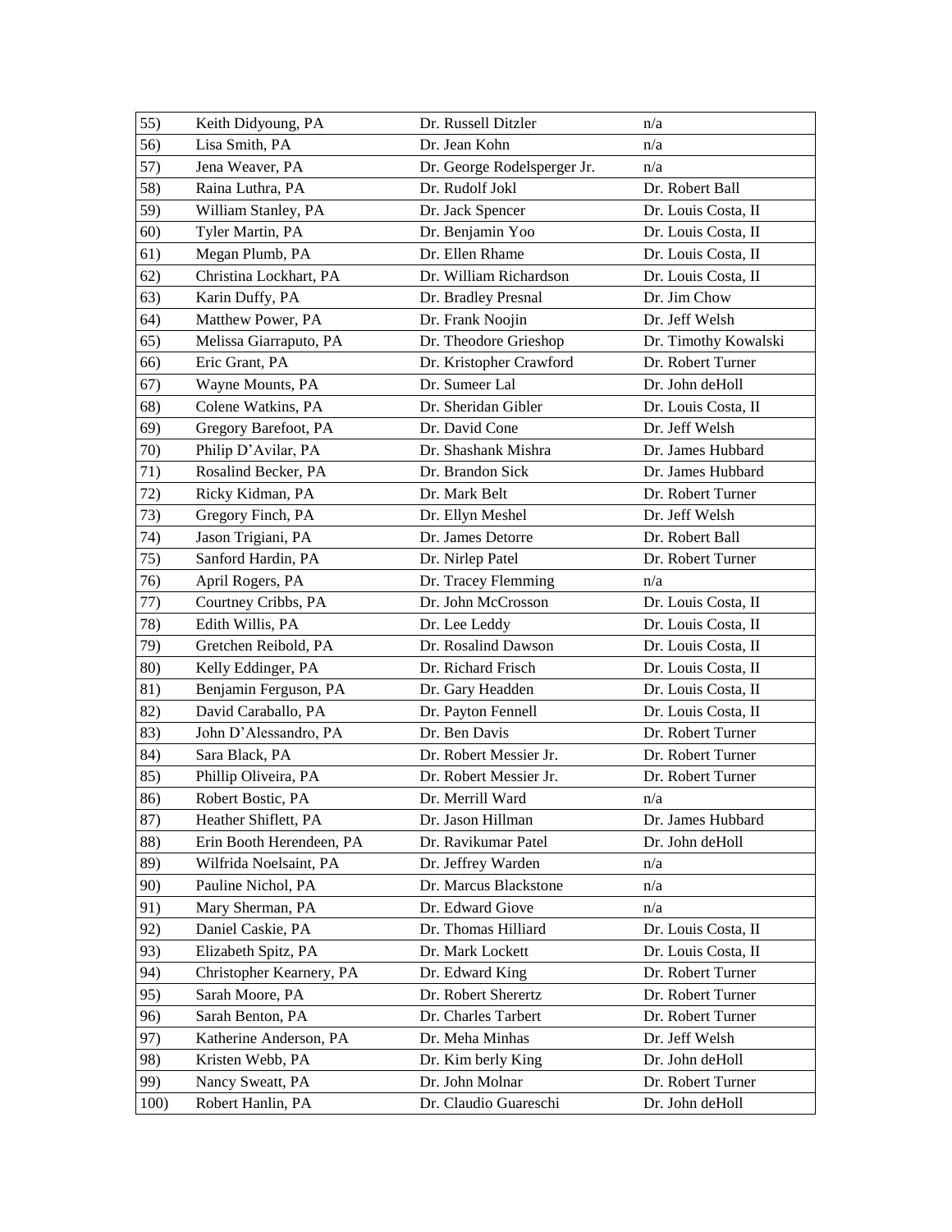| | | | |
|---|---|---|---|
| 55) | Keith Didyoung, PA | Dr. Russell Ditzler | n/a |
| 56) | Lisa Smith, PA | Dr. Jean Kohn | n/a |
| 57) | Jena Weaver, PA | Dr. George Rodelsperger Jr. | n/a |
| 58) | Raina Luthra, PA | Dr. Rudolf Jokl | Dr. Robert Ball |
| 59) | William Stanley, PA | Dr. Jack Spencer | Dr. Louis Costa, II |
| 60) | Tyler Martin, PA | Dr. Benjamin Yoo | Dr. Louis Costa, II |
| 61) | Megan Plumb, PA | Dr. Ellen Rhame | Dr. Louis Costa, II |
| 62) | Christina Lockhart, PA | Dr. William Richardson | Dr. Louis Costa, II |
| 63) | Karin Duffy, PA | Dr. Bradley Presnal | Dr. Jim Chow |
| 64) | Matthew Power, PA | Dr. Frank Noojin | Dr. Jeff Welsh |
| 65) | Melissa Giarraputo, PA | Dr. Theodore Grieshop | Dr. Timothy Kowalski |
| 66) | Eric Grant, PA | Dr. Kristopher Crawford | Dr. Robert Turner |
| 67) | Wayne Mounts, PA | Dr. Sumeer Lal | Dr. John deHoll |
| 68) | Colene Watkins, PA | Dr. Sheridan Gibler | Dr. Louis Costa, II |
| 69) | Gregory Barefoot, PA | Dr. David Cone | Dr. Jeff Welsh |
| 70) | Philip D'Avilar, PA | Dr. Shashank Mishra | Dr. James Hubbard |
| 71) | Rosalind Becker, PA | Dr. Brandon Sick | Dr. James Hubbard |
| 72) | Ricky Kidman, PA | Dr. Mark Belt | Dr. Robert Turner |
| 73) | Gregory Finch, PA | Dr. Ellyn Meshel | Dr. Jeff Welsh |
| 74) | Jason Trigiani, PA | Dr. James Detorre | Dr. Robert Ball |
| 75) | Sanford Hardin, PA | Dr. Nirlep Patel | Dr. Robert Turner |
| 76) | April Rogers, PA | Dr. Tracey Flemming | n/a |
| 77) | Courtney Cribbs, PA | Dr. John McCrosson | Dr. Louis Costa, II |
| 78) | Edith Willis, PA | Dr. Lee Leddy | Dr. Louis Costa, II |
| 79) | Gretchen Reibold, PA | Dr. Rosalind Dawson | Dr. Louis Costa, II |
| 80) | Kelly Eddinger, PA | Dr. Richard Frisch | Dr. Louis Costa, II |
| 81) | Benjamin Ferguson, PA | Dr. Gary Headden | Dr. Louis Costa, II |
| 82) | David Caraballo, PA | Dr. Payton Fennell | Dr. Louis Costa, II |
| 83) | John D'Alessandro, PA | Dr. Ben Davis | Dr. Robert Turner |
| 84) | Sara Black, PA | Dr. Robert Messier Jr. | Dr. Robert Turner |
| 85) | Phillip Oliveira, PA | Dr. Robert Messier Jr. | Dr. Robert Turner |
| 86) | Robert Bostic, PA | Dr. Merrill Ward | n/a |
| 87) | Heather Shiflett, PA | Dr. Jason Hillman | Dr. James Hubbard |
| 88) | Erin Booth Herendeen, PA | Dr. Ravikumar Patel | Dr. John deHoll |
| 89) | Wilfrida Noelsaint, PA | Dr. Jeffrey Warden | n/a |
| 90) | Pauline Nichol, PA | Dr. Marcus Blackstone | n/a |
| 91) | Mary Sherman, PA | Dr. Edward Giove | n/a |
| 92) | Daniel Caskie, PA | Dr. Thomas Hilliard | Dr. Louis Costa, II |
| 93) | Elizabeth Spitz, PA | Dr. Mark Lockett | Dr. Louis Costa, II |
| 94) | Christopher Kearnery, PA | Dr. Edward King | Dr. Robert Turner |
| 95) | Sarah Moore, PA | Dr. Robert Sherertz | Dr. Robert Turner |
| 96) | Sarah Benton, PA | Dr. Charles Tarbert | Dr. Robert Turner |
| 97) | Katherine Anderson, PA | Dr. Meha Minhas | Dr. Jeff Welsh |
| 98) | Kristen Webb, PA | Dr. Kim berly King | Dr. John deHoll |
| 99) | Nancy Sweatt, PA | Dr. John Molnar | Dr. Robert Turner |
| 100) | Robert Hanlin, PA | Dr. Claudio Guareschi | Dr. John deHoll |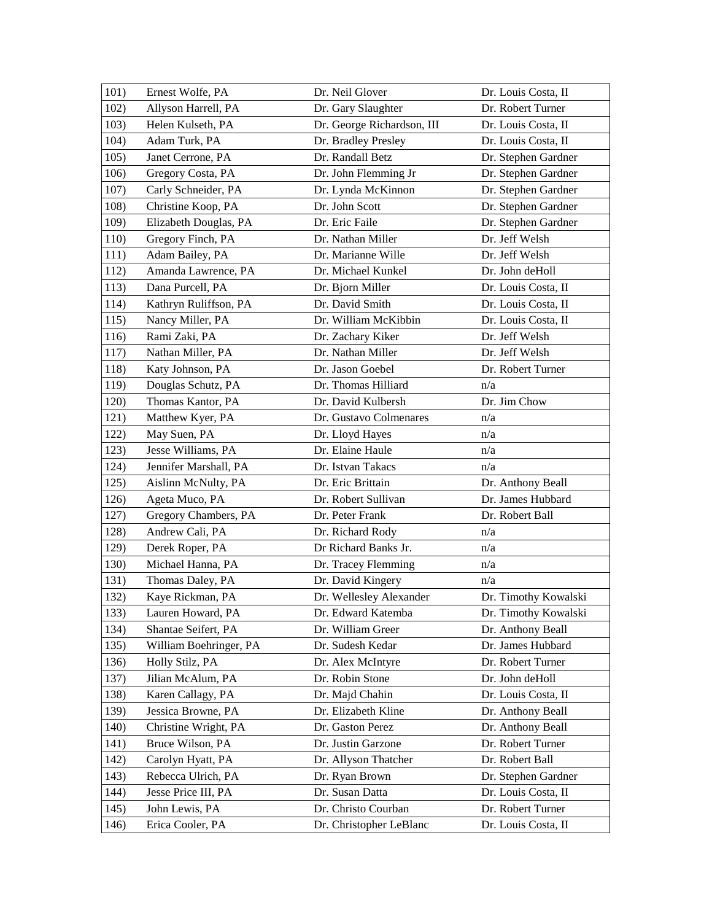| | | | |
|---|---|---|---|
| 101) | Ernest Wolfe, PA | Dr. Neil Glover | Dr. Louis Costa, II |
| 102) | Allyson Harrell, PA | Dr. Gary Slaughter | Dr. Robert Turner |
| 103) | Helen Kulseth, PA | Dr. George Richardson, III | Dr. Louis Costa, II |
| 104) | Adam Turk, PA | Dr. Bradley Presley | Dr. Louis Costa, II |
| 105) | Janet Cerrone, PA | Dr. Randall Betz | Dr. Stephen Gardner |
| 106) | Gregory Costa, PA | Dr. John Flemming Jr | Dr. Stephen Gardner |
| 107) | Carly Schneider, PA | Dr. Lynda McKinnon | Dr. Stephen Gardner |
| 108) | Christine Koop, PA | Dr. John Scott | Dr. Stephen Gardner |
| 109) | Elizabeth Douglas, PA | Dr. Eric Faile | Dr. Stephen Gardner |
| 110) | Gregory Finch, PA | Dr. Nathan Miller | Dr. Jeff Welsh |
| 111) | Adam Bailey, PA | Dr. Marianne Wille | Dr. Jeff Welsh |
| 112) | Amanda Lawrence, PA | Dr. Michael Kunkel | Dr. John deHoll |
| 113) | Dana Purcell, PA | Dr. Bjorn Miller | Dr. Louis Costa, II |
| 114) | Kathryn Ruliffson, PA | Dr. David Smith | Dr. Louis Costa, II |
| 115) | Nancy Miller, PA | Dr. William McKibbin | Dr. Louis Costa, II |
| 116) | Rami Zaki, PA | Dr. Zachary Kiker | Dr. Jeff Welsh |
| 117) | Nathan Miller, PA | Dr. Nathan Miller | Dr. Jeff Welsh |
| 118) | Katy Johnson, PA | Dr. Jason Goebel | Dr. Robert Turner |
| 119) | Douglas Schutz, PA | Dr. Thomas Hilliard | n/a |
| 120) | Thomas Kantor, PA | Dr. David Kulbersh | Dr. Jim Chow |
| 121) | Matthew Kyer, PA | Dr. Gustavo Colmenares | n/a |
| 122) | May Suen, PA | Dr. Lloyd Hayes | n/a |
| 123) | Jesse Williams, PA | Dr. Elaine Haule | n/a |
| 124) | Jennifer Marshall, PA | Dr. Istvan Takacs | n/a |
| 125) | Aislinn McNulty, PA | Dr. Eric Brittain | Dr. Anthony Beall |
| 126) | Ageta Muco, PA | Dr. Robert Sullivan | Dr. James Hubbard |
| 127) | Gregory Chambers, PA | Dr. Peter Frank | Dr. Robert Ball |
| 128) | Andrew Cali, PA | Dr. Richard Rody | n/a |
| 129) | Derek Roper, PA | Dr Richard Banks Jr. | n/a |
| 130) | Michael Hanna, PA | Dr. Tracey Flemming | n/a |
| 131) | Thomas Daley, PA | Dr. David Kingery | n/a |
| 132) | Kaye Rickman, PA | Dr. Wellesley Alexander | Dr. Timothy Kowalski |
| 133) | Lauren Howard, PA | Dr. Edward Katemba | Dr. Timothy Kowalski |
| 134) | Shantae Seifert, PA | Dr. William Greer | Dr. Anthony Beall |
| 135) | William Boehringer, PA | Dr. Sudesh Kedar | Dr. James Hubbard |
| 136) | Holly Stilz, PA | Dr. Alex McIntyre | Dr. Robert Turner |
| 137) | Jilian McAlum, PA | Dr. Robin Stone | Dr. John deHoll |
| 138) | Karen Callagy, PA | Dr. Majd Chahin | Dr. Louis Costa, II |
| 139) | Jessica Browne, PA | Dr. Elizabeth Kline | Dr. Anthony Beall |
| 140) | Christine Wright, PA | Dr. Gaston Perez | Dr. Anthony Beall |
| 141) | Bruce Wilson, PA | Dr. Justin Garzone | Dr. Robert Turner |
| 142) | Carolyn Hyatt, PA | Dr. Allyson Thatcher | Dr. Robert Ball |
| 143) | Rebecca Ulrich, PA | Dr. Ryan Brown | Dr. Stephen Gardner |
| 144) | Jesse Price III, PA | Dr. Susan Datta | Dr. Louis Costa, II |
| 145) | John Lewis, PA | Dr. Christo Courban | Dr. Robert Turner |
| 146) | Erica Cooler, PA | Dr. Christopher LeBlanc | Dr. Louis Costa, II |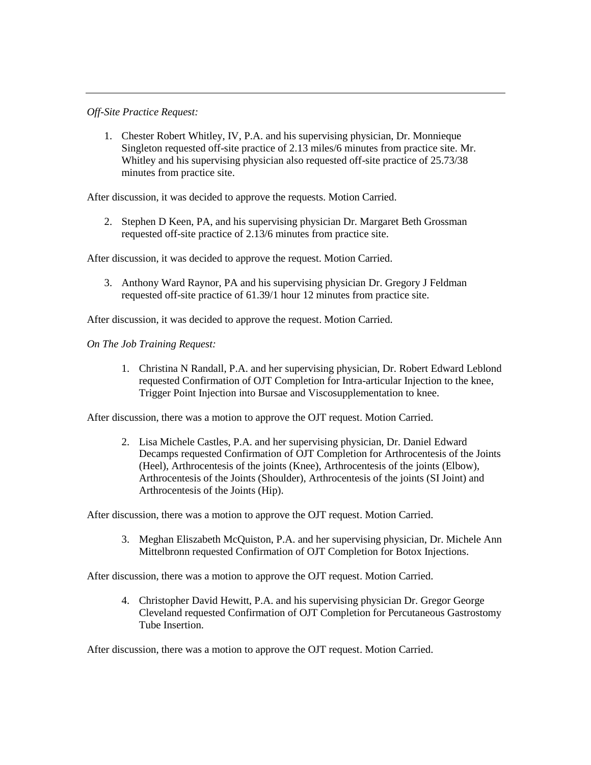*Off-Site Practice Request:*

1. Chester Robert Whitley, IV, P.A. and his supervising physician, Dr. Monnieque Singleton requested off-site practice of 2.13 miles/6 minutes from practice site. Mr. Whitley and his supervising physician also requested off-site practice of 25.73/38 minutes from practice site.

After discussion, it was decided to approve the requests. Motion Carried.

2. Stephen D Keen, PA, and his supervising physician Dr. Margaret Beth Grossman requested off-site practice of 2.13/6 minutes from practice site.

After discussion, it was decided to approve the request. Motion Carried.

3. Anthony Ward Raynor, PA and his supervising physician Dr. Gregory J Feldman requested off-site practice of 61.39/1 hour 12 minutes from practice site.

After discussion, it was decided to approve the request. Motion Carried.

*On The Job Training Request:*

1. Christina N Randall, P.A. and her supervising physician, Dr. Robert Edward Leblond requested Confirmation of OJT Completion for Intra-articular Injection to the knee, Trigger Point Injection into Bursae and Viscosupplementation to knee.

After discussion, there was a motion to approve the OJT request. Motion Carried.

2. Lisa Michele Castles, P.A. and her supervising physician, Dr. Daniel Edward Decamps requested Confirmation of OJT Completion for Arthrocentesis of the Joints (Heel), Arthrocentesis of the joints (Knee), Arthrocentesis of the joints (Elbow), Arthrocentesis of the Joints (Shoulder), Arthrocentesis of the joints (SI Joint) and Arthrocentesis of the Joints (Hip).

After discussion, there was a motion to approve the OJT request. Motion Carried.

3. Meghan Eliszabeth McQuiston, P.A. and her supervising physician, Dr. Michele Ann Mittelbronn requested Confirmation of OJT Completion for Botox Injections.

After discussion, there was a motion to approve the OJT request. Motion Carried.

4. Christopher David Hewitt, P.A. and his supervising physician Dr. Gregor George Cleveland requested Confirmation of OJT Completion for Percutaneous Gastrostomy Tube Insertion.

After discussion, there was a motion to approve the OJT request. Motion Carried.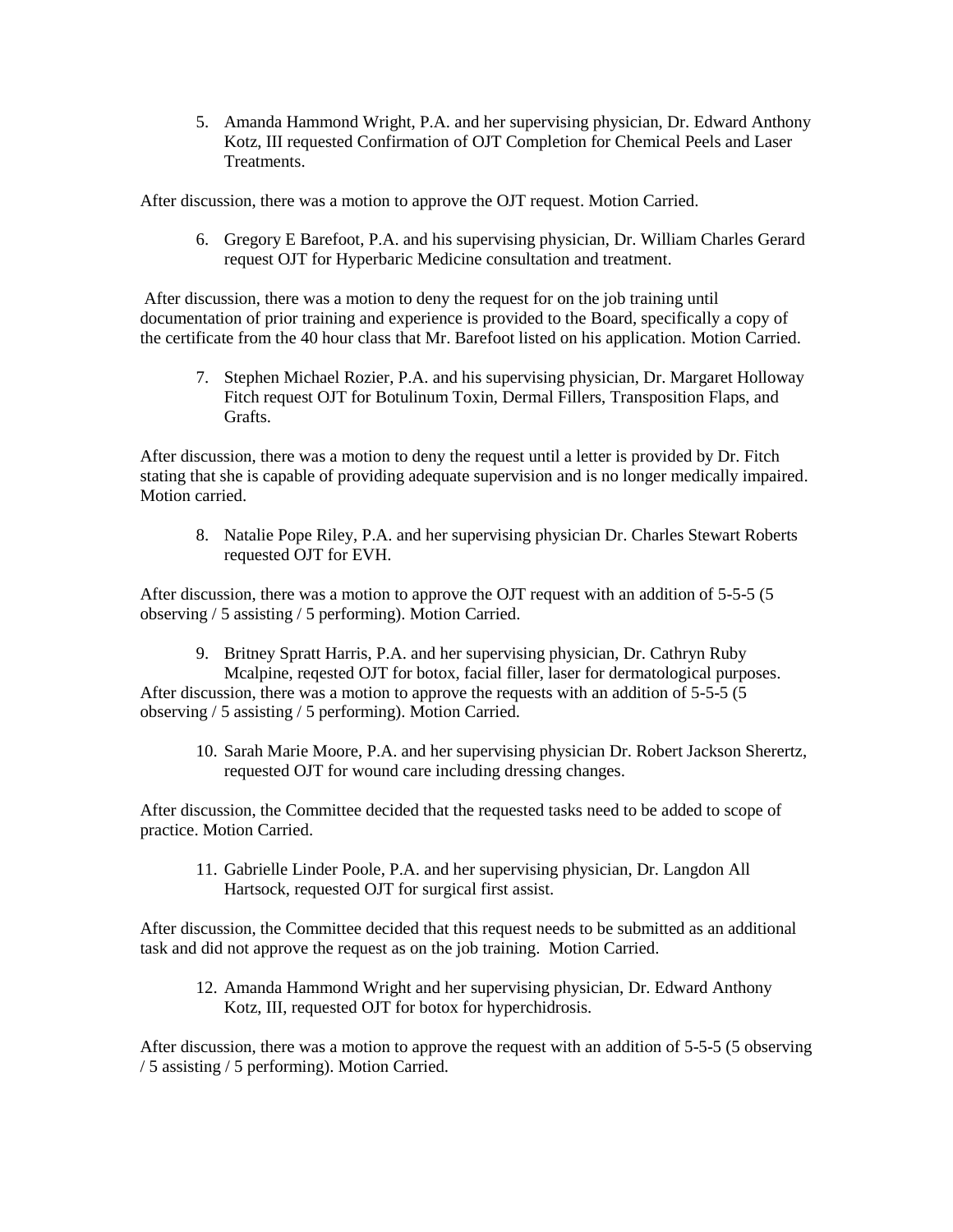5. Amanda Hammond Wright, P.A. and her supervising physician, Dr. Edward Anthony Kotz, III requested Confirmation of OJT Completion for Chemical Peels and Laser Treatments.

After discussion, there was a motion to approve the OJT request. Motion Carried.

6. Gregory E Barefoot, P.A. and his supervising physician, Dr. William Charles Gerard request OJT for Hyperbaric Medicine consultation and treatment.

After discussion, there was a motion to deny the request for on the job training until documentation of prior training and experience is provided to the Board, specifically a copy of the certificate from the 40 hour class that Mr. Barefoot listed on his application. Motion Carried.

7. Stephen Michael Rozier, P.A. and his supervising physician, Dr. Margaret Holloway Fitch request OJT for Botulinum Toxin, Dermal Fillers, Transposition Flaps, and Grafts.

After discussion, there was a motion to deny the request until a letter is provided by Dr. Fitch stating that she is capable of providing adequate supervision and is no longer medically impaired. Motion carried.

8. Natalie Pope Riley, P.A. and her supervising physician Dr. Charles Stewart Roberts requested OJT for EVH.

After discussion, there was a motion to approve the OJT request with an addition of 5-5-5 (5 observing / 5 assisting / 5 performing). Motion Carried.

9. Britney Spratt Harris, P.A. and her supervising physician, Dr. Cathryn Ruby Mcalpine, reqested OJT for botox, facial filler, laser for dermatological purposes.

After discussion, there was a motion to approve the requests with an addition of 5-5-5 (5 observing / 5 assisting / 5 performing). Motion Carried.

10. Sarah Marie Moore, P.A. and her supervising physician Dr. Robert Jackson Sherertz, requested OJT for wound care including dressing changes.

After discussion, the Committee decided that the requested tasks need to be added to scope of practice. Motion Carried.

11. Gabrielle Linder Poole, P.A. and her supervising physician, Dr. Langdon All Hartsock, requested OJT for surgical first assist.

After discussion, the Committee decided that this request needs to be submitted as an additional task and did not approve the request as on the job training. Motion Carried.

12. Amanda Hammond Wright and her supervising physician, Dr. Edward Anthony Kotz, III, requested OJT for botox for hyperchidrosis.

After discussion, there was a motion to approve the request with an addition of 5-5-5 (5 observing / 5 assisting / 5 performing). Motion Carried.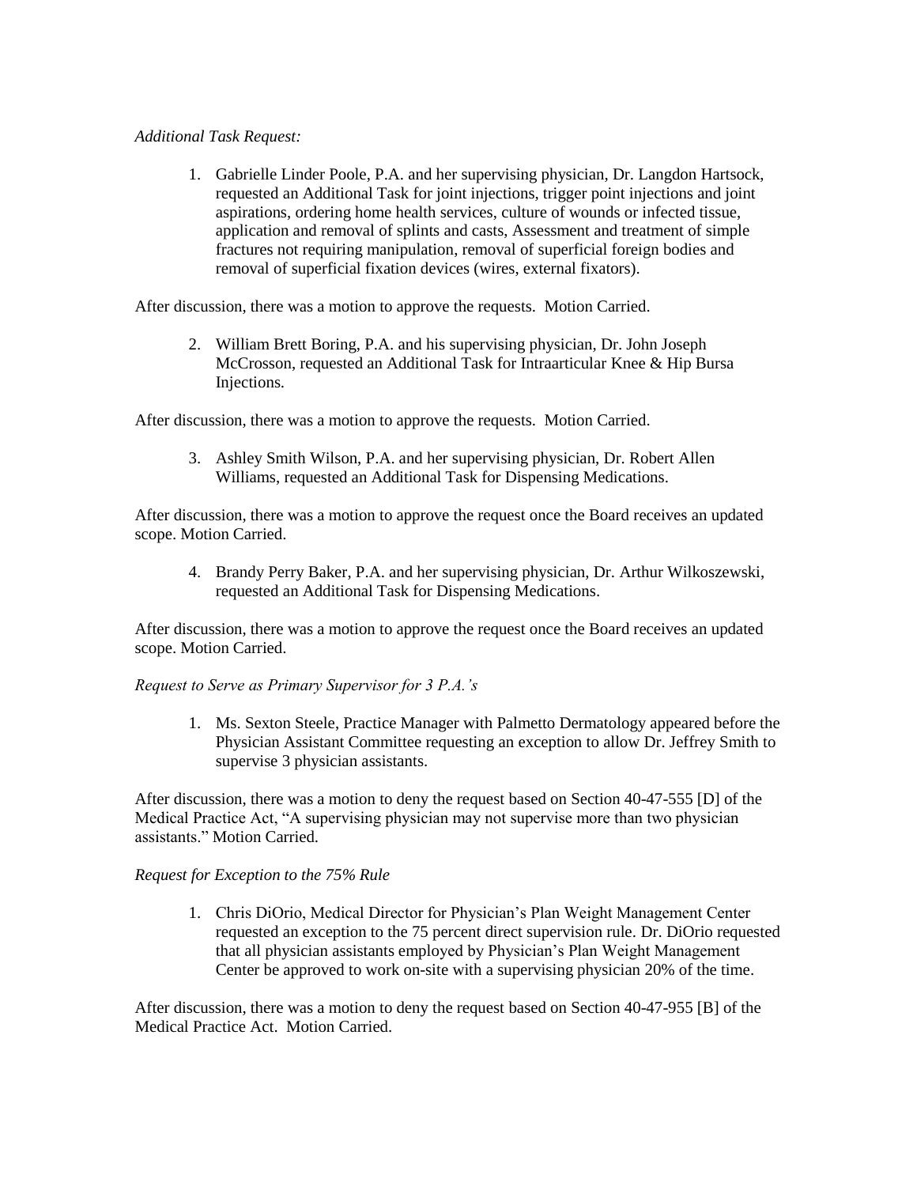*Additional Task Request:*

1. Gabrielle Linder Poole, P.A. and her supervising physician, Dr. Langdon Hartsock, requested an Additional Task for joint injections, trigger point injections and joint aspirations, ordering home health services, culture of wounds or infected tissue, application and removal of splints and casts, Assessment and treatment of simple fractures not requiring manipulation, removal of superficial foreign bodies and removal of superficial fixation devices (wires, external fixators).

After discussion, there was a motion to approve the requests. Motion Carried.

2. William Brett Boring, P.A. and his supervising physician, Dr. John Joseph McCrosson, requested an Additional Task for Intraarticular Knee & Hip Bursa Injections.

After discussion, there was a motion to approve the requests. Motion Carried.

3. Ashley Smith Wilson, P.A. and her supervising physician, Dr. Robert Allen Williams, requested an Additional Task for Dispensing Medications.

After discussion, there was a motion to approve the request once the Board receives an updated scope. Motion Carried.

4. Brandy Perry Baker, P.A. and her supervising physician, Dr. Arthur Wilkoszewski, requested an Additional Task for Dispensing Medications.

After discussion, there was a motion to approve the request once the Board receives an updated scope. Motion Carried.

*Request to Serve as Primary Supervisor for 3 P.A.'s*

1. Ms. Sexton Steele, Practice Manager with Palmetto Dermatology appeared before the Physician Assistant Committee requesting an exception to allow Dr. Jeffrey Smith to supervise 3 physician assistants.

After discussion, there was a motion to deny the request based on Section 40-47-555 [D] of the Medical Practice Act, "A supervising physician may not supervise more than two physician assistants." Motion Carried.

*Request for Exception to the 75% Rule*

1. Chris DiOrio, Medical Director for Physician's Plan Weight Management Center requested an exception to the 75 percent direct supervision rule. Dr. DiOrio requested that all physician assistants employed by Physician's Plan Weight Management Center be approved to work on-site with a supervising physician 20% of the time.

After discussion, there was a motion to deny the request based on Section 40-47-955 [B] of the Medical Practice Act. Motion Carried.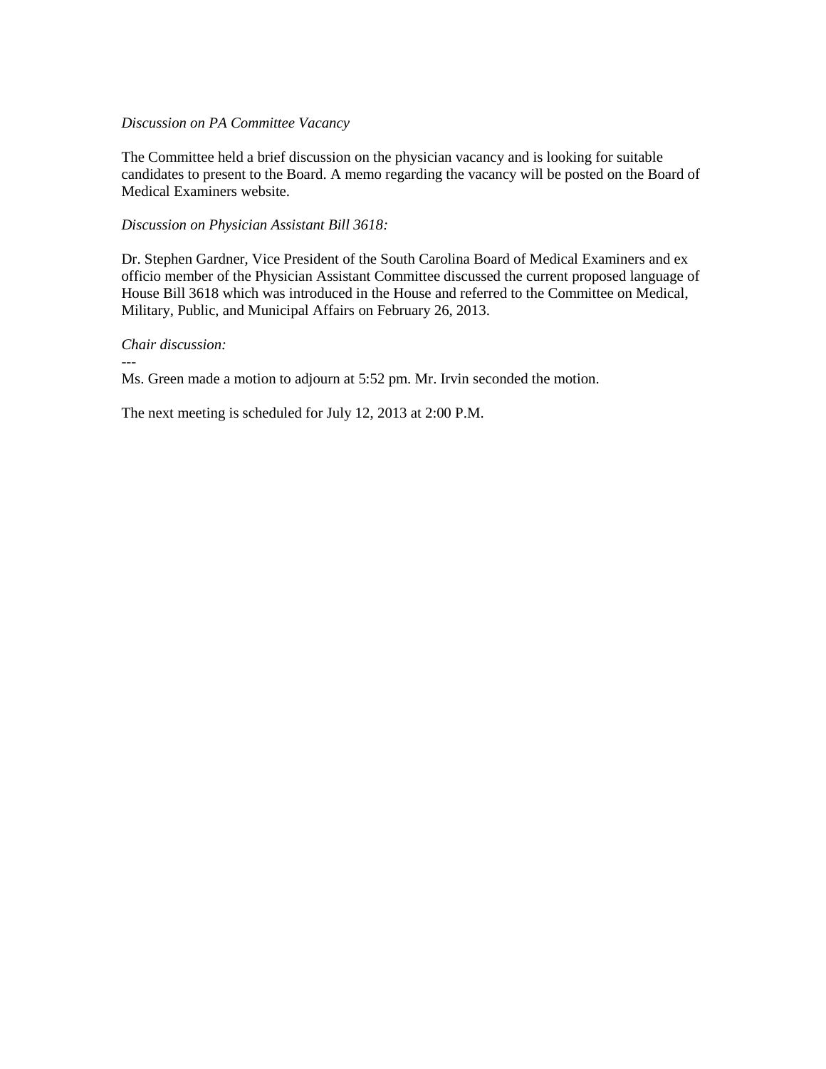*Discussion on PA Committee Vacancy*

The Committee held a brief discussion on the physician vacancy and is looking for suitable candidates to present to the Board. A memo regarding the vacancy will be posted on the Board of Medical Examiners website.

*Discussion on Physician Assistant Bill 3618:*

Dr. Stephen Gardner, Vice President of the South Carolina Board of Medical Examiners and ex officio member of the Physician Assistant Committee discussed the current proposed language of House Bill 3618 which was introduced in the House and referred to the Committee on Medical, Military, Public, and Municipal Affairs on February 26, 2013.

*Chair discussion:*

---

Ms. Green made a motion to adjourn at 5:52 pm. Mr. Irvin seconded the motion.

The next meeting is scheduled for July 12, 2013 at 2:00 P.M.